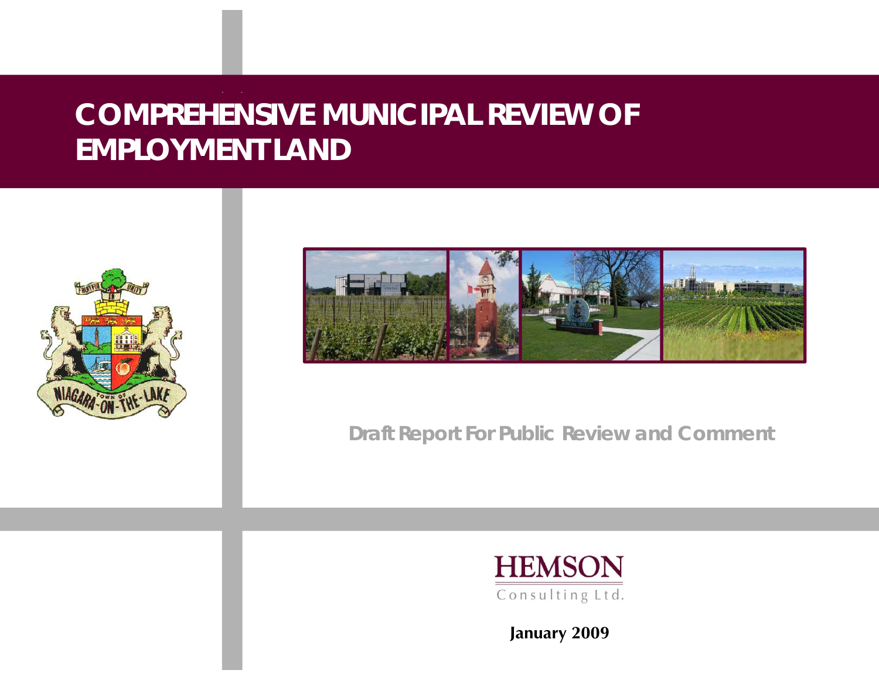# COMPREHENSIVE MUNICIPAL REVIEW OF EMPLOYMENT LAND

Draft Report For Public Review and Comment

HEMSON

Consulting Ltd.

January 2009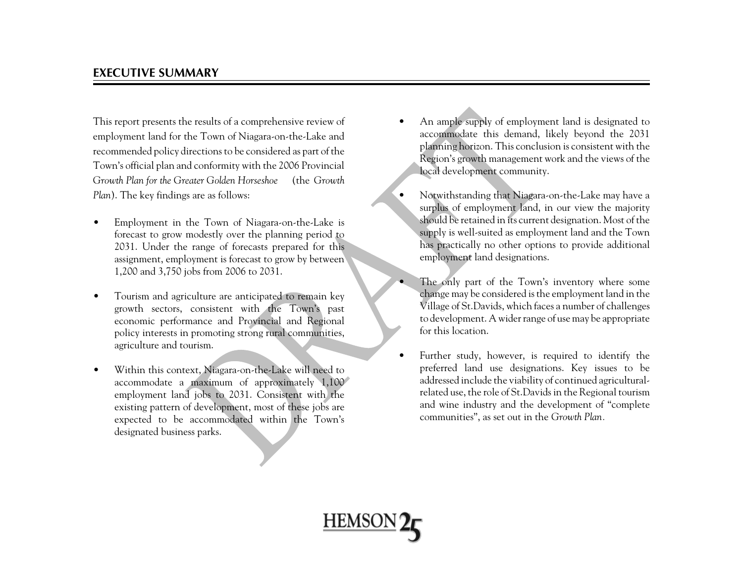## EXECUTIVE SUMMARY

This report presents the results of a comprehensive review of employment land for the Town of Niagara-on-the-Lake and recommended policy directions to be considered as part of the Town's official plan and conformity with the 2006 Provincial *Growth Plan for the Greater Golden Horseshoe* (the *Growth Plan*). The key findings are as follows:

- Employment in the Town of Niagara-on-the-Lake is forecast to grow modestly over the planning period to 2031. Under the range of forecasts prepared for this assignment, employment is forecast to grow by between 1,200 and 3,750 jobs from 2006 to 2031.
- Tourism and agriculture are anticipated to remain key growth sectors, consistent with the Town's past economic performance and Provincial and Regional policy interests in promoting strong rural communities, agriculture and tourism.
- Within this context, Niagara-on-the-Lake will need to accommodate a maximum of approximately 1,100 employment land jobs to 2031. Consistent with the existing pattern of development, most of these jobs are expected to be accommodated within the Town's designated business parks.
- An ample supply of employment land is designated to accommodate this demand, likely beyond the 2031 planning horizon. This conclusion is consistent with the Region's growth management work and the views of the local development community.
- Notwithstanding that Niagara-on-the-Lake may have a surplus of employment land, in our view the majority should be retained in its current designation. Most of the supply is well-suited as employment land and the Town has practically no other options to provide additional employment land designations.
- The only part of the Town's inventory where some change may be considered is the employment land in the Village of St.Davids, which faces a number of challenges to development. A wider range of use may be appropriate for this location.
- Further study, however, is required to identify the preferred land use designations. Key issues to be addressed include the viability of continued agricultural-related use, the role of St.Davids in the Regional tourism and wine industry and the development of "complete communities", as set out in the *Growth Plan*.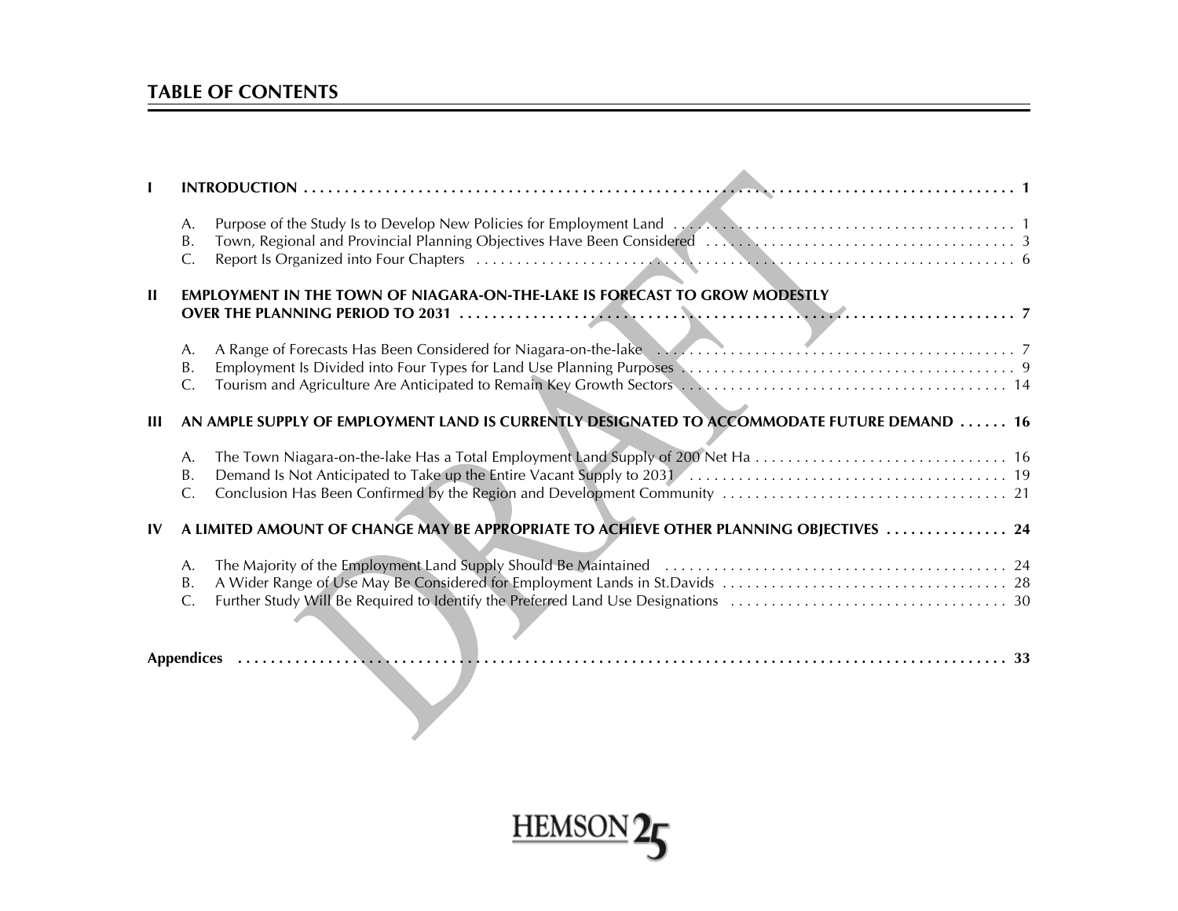## TABLE OF CONTENTS

| | | Page |
|---|---|---|
| **I** | **INTRODUCTION** | **1** |
| | A. Purpose of the Study Is to Develop New Policies for Employment Land | 1 |
| | B. Town, Regional and Provincial Planning Objectives Have Been Considered | 3 |
| | C. Report Is Organized into Four Chapters | 6 |
| **II** | **EMPLOYMENT IN THE TOWN OF NIAGARA-ON-THE-LAKE IS FORECAST TO GROW MODESTLY OVER THE PLANNING PERIOD TO 2031** | **7** |
| | A. A Range of Forecasts Has Been Considered for Niagara-on-the-lake | 7 |
| | B. Employment Is Divided into Four Types for Land Use Planning Purposes | 9 |
| | C. Tourism and Agriculture Are Anticipated to Remain Key Growth Sectors | 14 |
| **III** | **AN AMPLE SUPPLY OF EMPLOYMENT LAND IS CURRENTLY DESIGNATED TO ACCOMMODATE FUTURE DEMAND** | **16** |
| | A. The Town Niagara-on-the-lake Has a Total Employment Land Supply of 200 Net Ha | 16 |
| | B. Demand Is Not Anticipated to Take up the Entire Vacant Supply to 2031 | 19 |
| | C. Conclusion Has Been Confirmed by the Region and Development Community | 21 |
| **IV** | **A LIMITED AMOUNT OF CHANGE MAY BE APPROPRIATE TO ACHIEVE OTHER PLANNING OBJECTIVES** | **24** |
| | A. The Majority of the Employment Land Supply Should Be Maintained | 24 |
| | B. A Wider Range of Use May Be Considered for Employment Lands in St.Davids | 28 |
| | C. Further Study Will Be Required to Identify the Preferred Land Use Designations | 30 |
| **Appendices** | | **33** |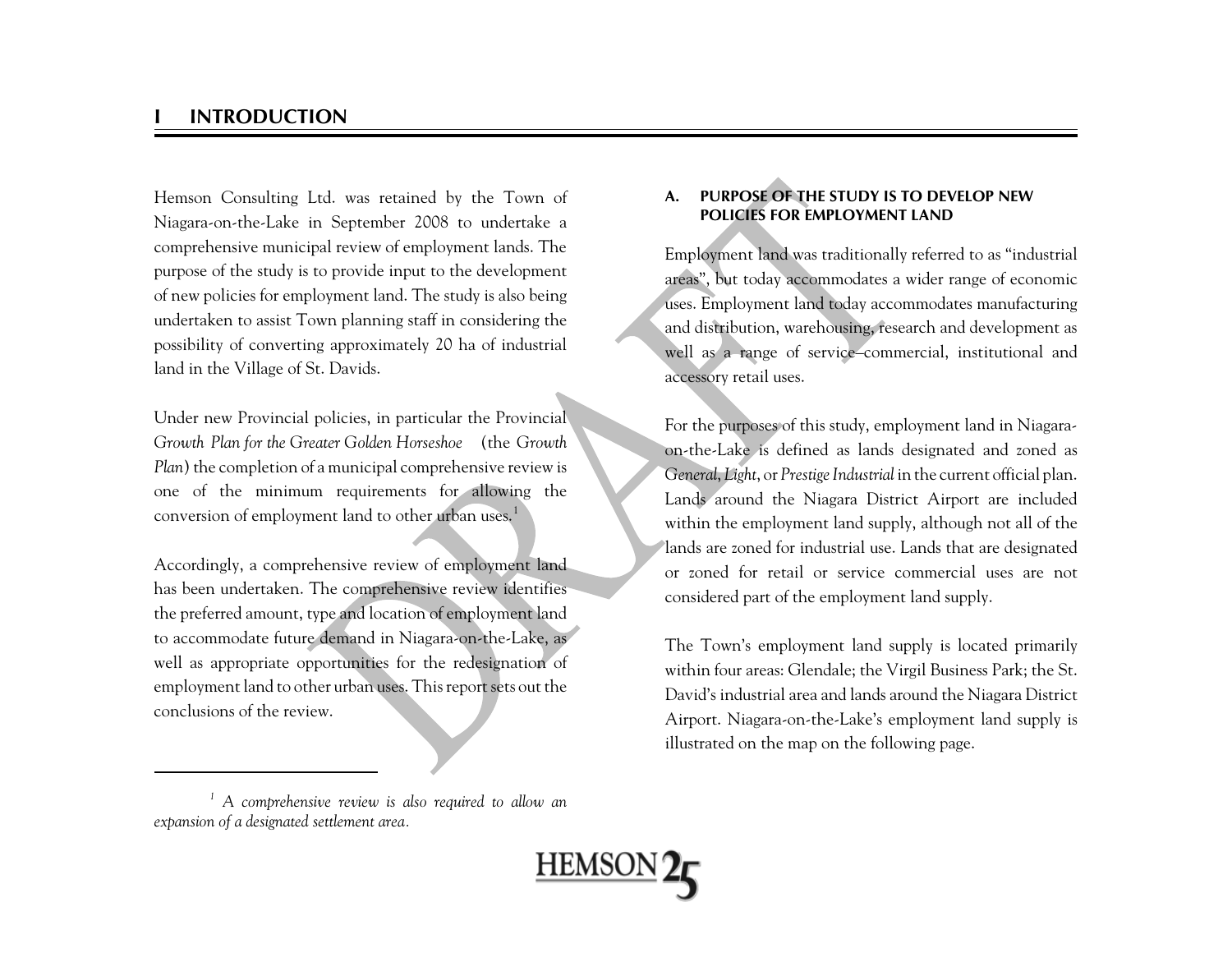# I INTRODUCTION

Hemson Consulting Ltd. was retained by the Town of Niagara-on-the-Lake in September 2008 to undertake a comprehensive municipal review of employment lands. The purpose of the study is to provide input to the development of new policies for employment land. The study is also being undertaken to assist Town planning staff in considering the possibility of converting approximately 20 ha of industrial land in the Village of St. Davids.

Under new Provincial policies, in particular the Provincial *Growth Plan for the Greater Golden Horseshoe* (the *Growth Plan*) the completion of a municipal comprehensive review is one of the minimum requirements for allowing the conversion of employment land to other urban uses.[1]

Accordingly, a comprehensive review of employment land has been undertaken. The comprehensive review identifies the preferred amount, type and location of employment land to accommodate future demand in Niagara-on-the-Lake, as well as appropriate opportunities for the redesignation of employment land to other urban uses. This report sets out the conclusions of the review.

## A. PURPOSE OF THE STUDY IS TO DEVELOP NEW POLICIES FOR EMPLOYMENT LAND

Employment land was traditionally referred to as "industrial areas", but today accommodates a wider range of economic uses. Employment land today accommodates manufacturing and distribution, warehousing, research and development as well as a range of service–commercial, institutional and accessory retail uses.

For the purposes of this study, employment land in Niagara-on-the-Lake is defined as lands designated and zoned as *General*, *Light*, or *Prestige Industrial* in the current official plan. Lands around the Niagara District Airport are included within the employment land supply, although not all of the lands are zoned for industrial use. Lands that are designated or zoned for retail or service commercial uses are not considered part of the employment land supply.

The Town's employment land supply is located primarily within four areas: Glendale; the Virgil Business Park; the St. David's industrial area and lands around the Niagara District Airport. Niagara-on-the-Lake's employment land supply is illustrated on the map on the following page.

---

[1] *A comprehensive review is also required to allow an expansion of a designated settlement area.*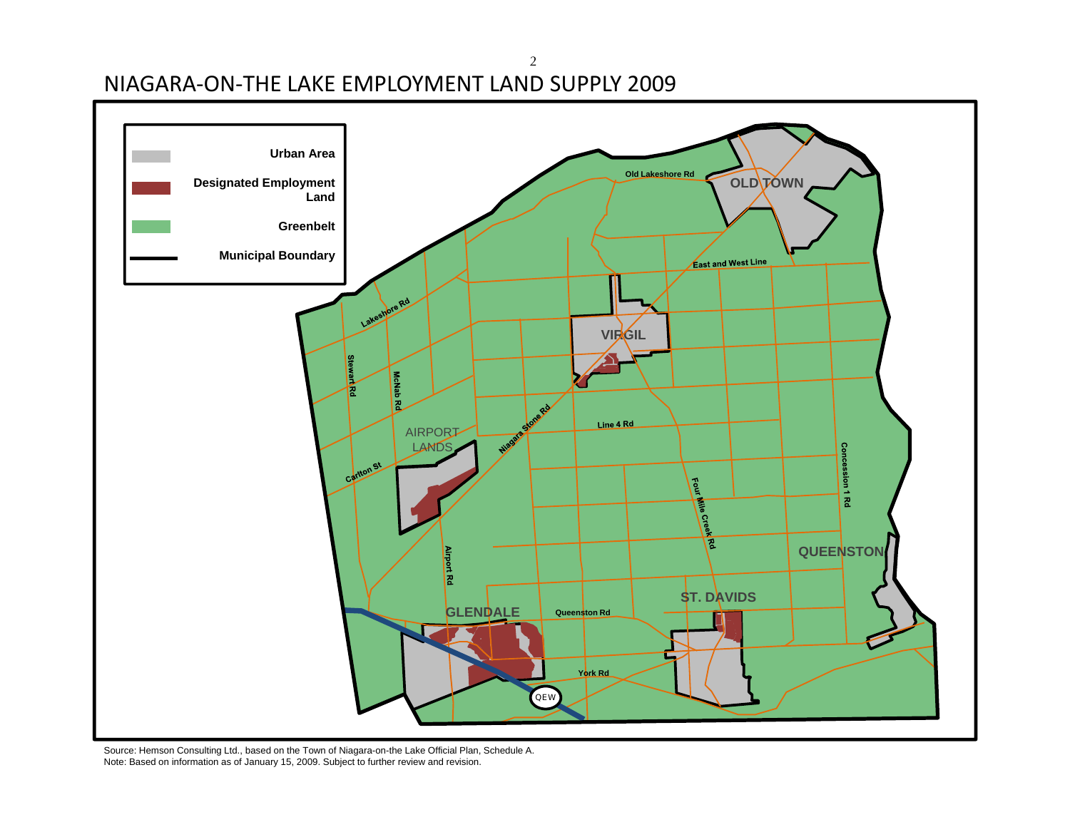# NIAGARA-ON-THE LAKE EMPLOYMENT LAND SUPPLY 2009

- Urban Area
- Designated Employment Land
- Greenbelt
- Municipal Boundary

Source: Hemson Consulting Ltd., based on the Town of Niagara-on-the Lake Official Plan, Schedule A.
Note: Based on information as of January 15, 2009. Subject to further review and revision.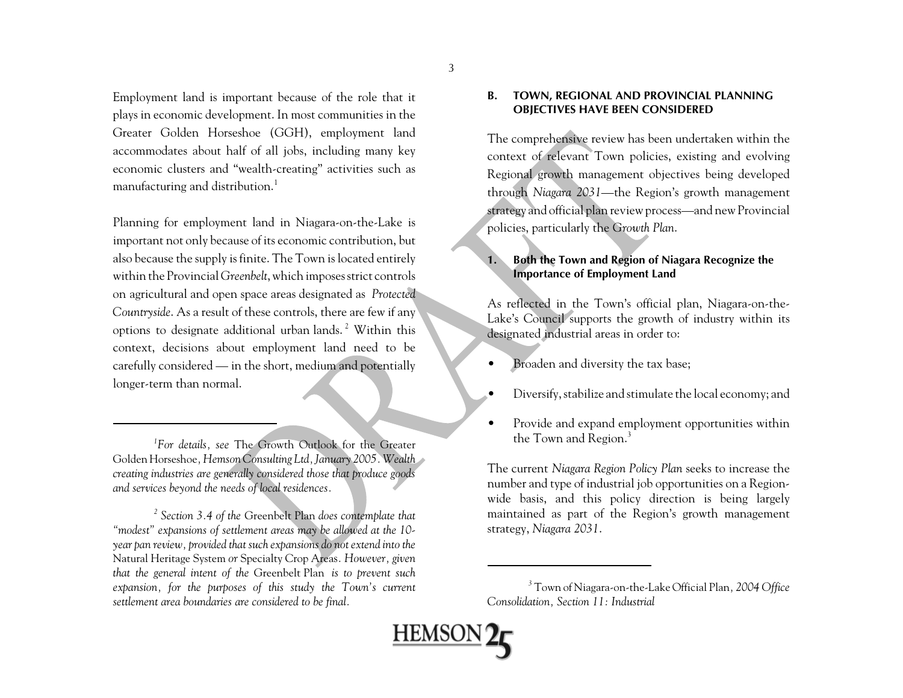Employment land is important because of the role that it plays in economic development. In most communities in the Greater Golden Horseshoe (GGH), employment land accommodates about half of all jobs, including many key economic clusters and "wealth-creating" activities such as manufacturing and distribution.[1]

Planning for employment land in Niagara-on-the-Lake is important not only because of its economic contribution, but also because the supply is finite. The Town is located entirely within the Provincial *Greenbelt*, which imposes strict controls on agricultural and open space areas designated as *Protected Countryside*. As a result of these controls, there are few if any options to designate additional urban lands.[2] Within this context, decisions about employment land need to be carefully considered — in the short, medium and potentially longer-term than normal.

[1] *For details, see* The Growth Outlook for the Greater Golden Horseshoe*, Hemson Consulting Ltd, January 2005. Wealth creating industries are generally considered those that produce goods and services beyond the needs of local residences.*

[2] *Section 3.4 of the* Greenbelt Plan *does contemplate that "modest" expansions of settlement areas may be allowed at the 10-year pan review, provided that such expansions do not extend into the* Natural Heritage System *or* Specialty Crop Areas*. However, given that the general intent of the* Greenbelt Plan *is to prevent such expansion, for the purposes of this study the Town's current settlement area boundaries are considered to be final.*

## B. TOWN, REGIONAL AND PROVINCIAL PLANNING OBJECTIVES HAVE BEEN CONSIDERED

The comprehensive review has been undertaken within the context of relevant Town policies, existing and evolving Regional growth management objectives being developed through *Niagara 2031*—the Region's growth management strategy and official plan review process—and new Provincial policies, particularly the *Growth Plan*.

### 1. Both the Town and Region of Niagara Recognize the Importance of Employment Land

As reflected in the Town's official plan, Niagara-on-the-Lake's Council supports the growth of industry within its designated industrial areas in order to:

- Broaden and diversity the tax base;
- Diversify, stabilize and stimulate the local economy; and
- Provide and expand employment opportunities within the Town and Region.[3]

The current *Niagara Region Policy Plan* seeks to increase the number and type of industrial job opportunities on a Region-wide basis, and this policy direction is being largely maintained as part of the Region's growth management strategy, *Niagara 2031*.

[3] Town of Niagara-on-the-Lake Official Plan*, 2004 Office Consolidation, Section 11: Industrial*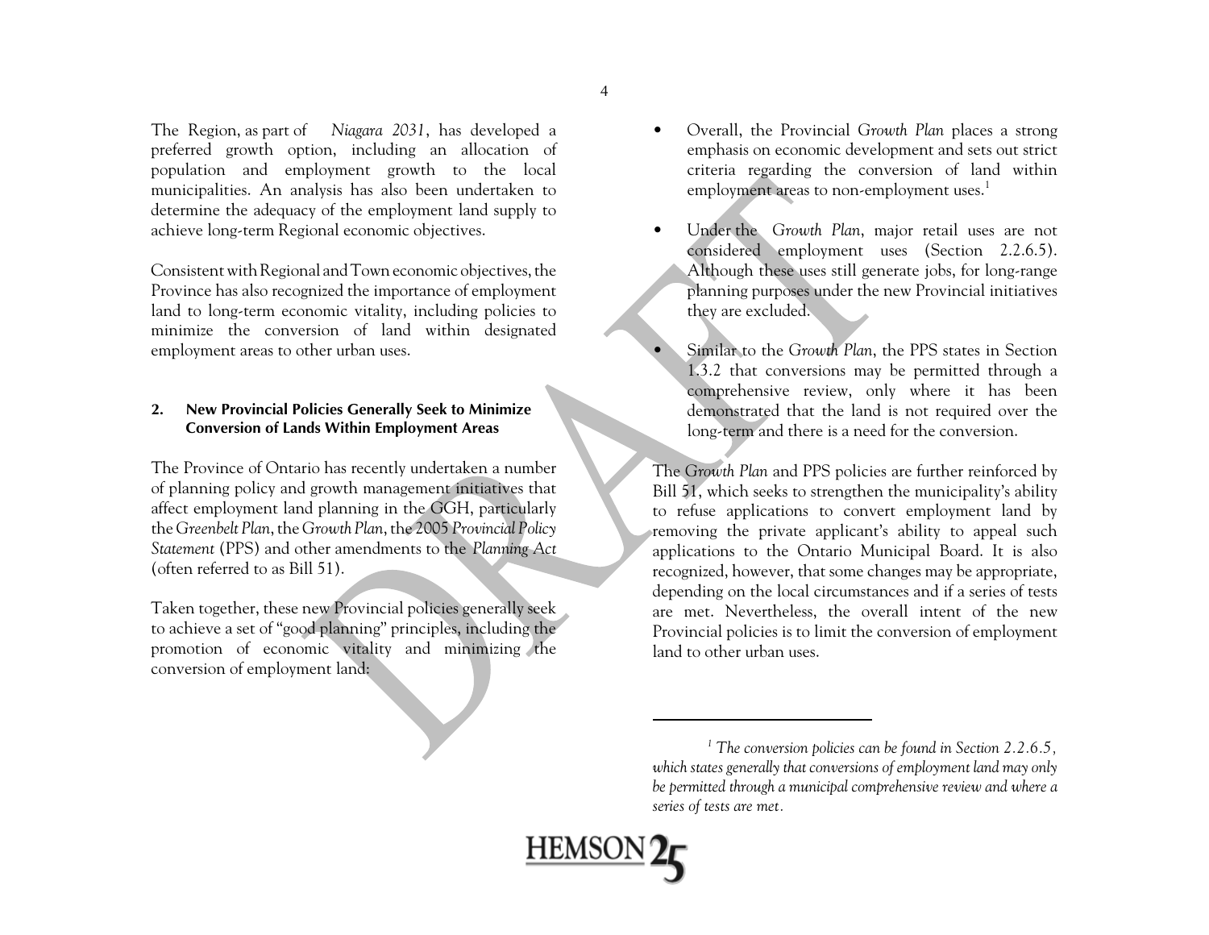The Region, as part of *Niagara 2031*, has developed a preferred growth option, including an allocation of population and employment growth to the local municipalities. An analysis has also been undertaken to determine the adequacy of the employment land supply to achieve long-term Regional economic objectives.

Consistent with Regional and Town economic objectives, the Province has also recognized the importance of employment land to long-term economic vitality, including policies to minimize the conversion of land within designated employment areas to other urban uses.

## 2. New Provincial Policies Generally Seek to Minimize Conversion of Lands Within Employment Areas

The Province of Ontario has recently undertaken a number of planning policy and growth management initiatives that affect employment land planning in the GGH, particularly the *Greenbelt Plan*, the *Growth Plan*, the 2005 *Provincial Policy Statement* (PPS) and other amendments to the *Planning Act* (often referred to as Bill 51).

Taken together, these new Provincial policies generally seek to achieve a set of "good planning" principles, including the promotion of economic vitality and minimizing the conversion of employment land:

- Overall, the Provincial *Growth Plan* places a strong emphasis on economic development and sets out strict criteria regarding the conversion of land within employment areas to non-employment uses.[1]
- Under the *Growth Plan*, major retail uses are not considered employment uses (Section 2.2.6.5). Although these uses still generate jobs, for long-range planning purposes under the new Provincial initiatives they are excluded.
- Similar to the *Growth Plan*, the PPS states in Section 1.3.2 that conversions may be permitted through a comprehensive review, only where it has been demonstrated that the land is not required over the long-term and there is a need for the conversion.

The *Growth Plan* and PPS policies are further reinforced by Bill 51, which seeks to strengthen the municipality's ability to refuse applications to convert employment land by removing the private applicant's ability to appeal such applications to the Ontario Municipal Board. It is also recognized, however, that some changes may be appropriate, depending on the local circumstances and if a series of tests are met. Nevertheless, the overall intent of the new Provincial policies is to limit the conversion of employment land to other urban uses.

---

[1] *The conversion policies can be found in Section 2.2.6.5, which states generally that conversions of employment land may only be permitted through a municipal comprehensive review and where a series of tests are met.*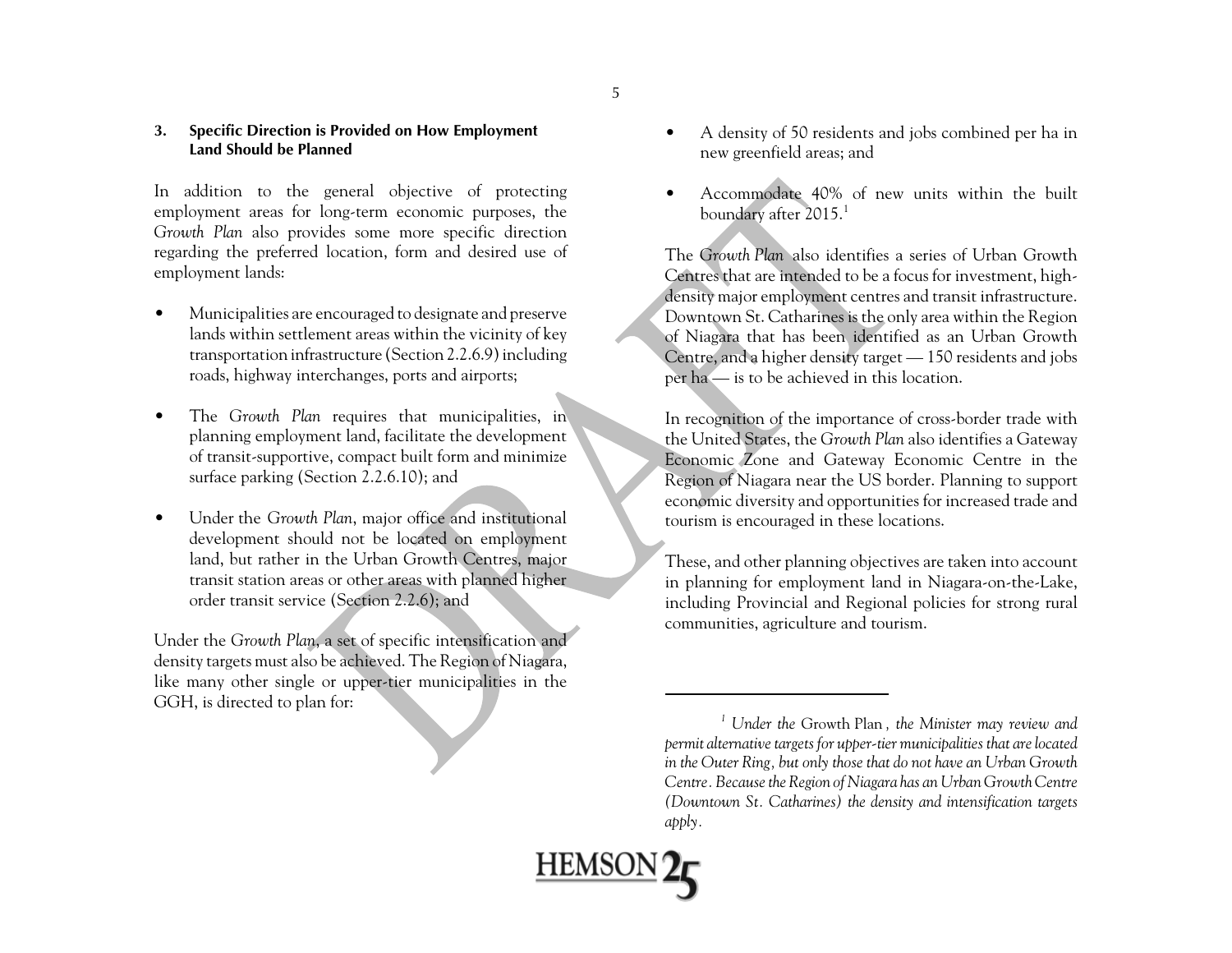### 3. Specific Direction is Provided on How Employment Land Should be Planned

In addition to the general objective of protecting employment areas for long-term economic purposes, the *Growth Plan* also provides some more specific direction regarding the preferred location, form and desired use of employment lands:

- Municipalities are encouraged to designate and preserve lands within settlement areas within the vicinity of key transportation infrastructure (Section 2.2.6.9) including roads, highway interchanges, ports and airports;
- The *Growth Plan* requires that municipalities, in planning employment land, facilitate the development of transit-supportive, compact built form and minimize surface parking (Section 2.2.6.10); and
- Under the *Growth Plan*, major office and institutional development should not be located on employment land, but rather in the Urban Growth Centres, major transit station areas or other areas with planned higher order transit service (Section 2.2.6); and

Under the *Growth Plan*, a set of specific intensification and density targets must also be achieved. The Region of Niagara, like many other single or upper-tier municipalities in the GGH, is directed to plan for:

- A density of 50 residents and jobs combined per ha in new greenfield areas; and
- Accommodate 40% of new units within the built boundary after 2015.[1]

The *Growth Plan* also identifies a series of Urban Growth Centres that are intended to be a focus for investment, high-density major employment centres and transit infrastructure. Downtown St. Catharines is the only area within the Region of Niagara that has been identified as an Urban Growth Centre, and a higher density target — 150 residents and jobs per ha — is to be achieved in this location.

In recognition of the importance of cross-border trade with the United States, the *Growth Plan* also identifies a Gateway Economic Zone and Gateway Economic Centre in the Region of Niagara near the US border. Planning to support economic diversity and opportunities for increased trade and tourism is encouraged in these locations.

These, and other planning objectives are taken into account in planning for employment land in Niagara-on-the-Lake, including Provincial and Regional policies for strong rural communities, agriculture and tourism.

---

[1] *Under the* Growth Plan*, the Minister may review and permit alternative targets for upper-tier municipalities that are located in the Outer Ring, but only those that do not have an Urban Growth Centre. Because the Region of Niagara has an Urban Growth Centre (Downtown St. Catharines) the density and intensification targets apply.*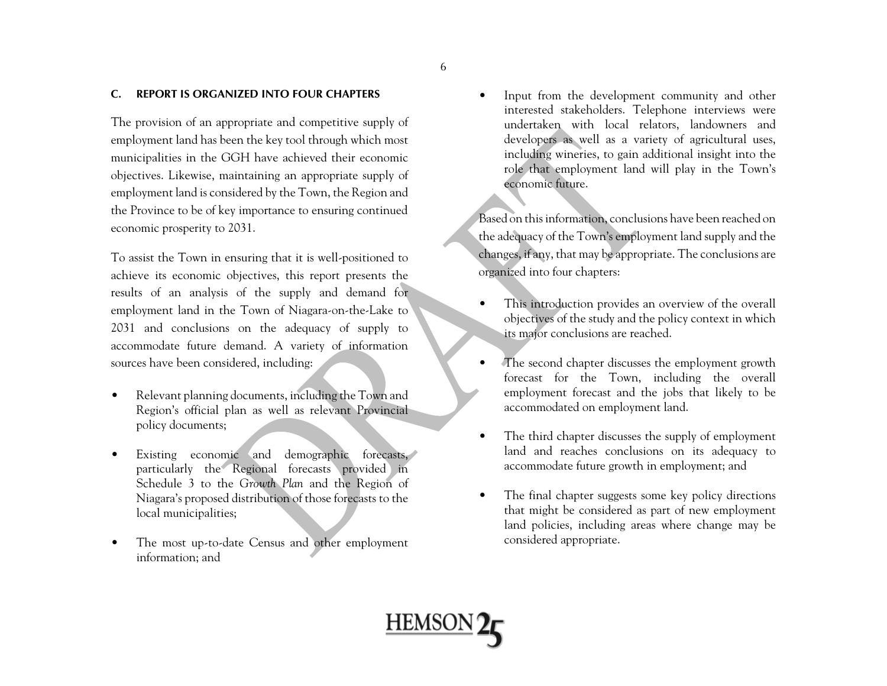## C. REPORT IS ORGANIZED INTO FOUR CHAPTERS

The provision of an appropriate and competitive supply of employment land has been the key tool through which most municipalities in the GGH have achieved their economic objectives. Likewise, maintaining an appropriate supply of employment land is considered by the Town, the Region and the Province to be of key importance to ensuring continued economic prosperity to 2031.

To assist the Town in ensuring that it is well-positioned to achieve its economic objectives, this report presents the results of an analysis of the supply and demand for employment land in the Town of Niagara-on-the-Lake to 2031 and conclusions on the adequacy of supply to accommodate future demand. A variety of information sources have been considered, including:

- Relevant planning documents, including the Town and Region's official plan as well as relevant Provincial policy documents;
- Existing economic and demographic forecasts, particularly the Regional forecasts provided in Schedule 3 to the *Growth Plan* and the Region of Niagara's proposed distribution of those forecasts to the local municipalities;
- The most up-to-date Census and other employment information; and
- Input from the development community and other interested stakeholders. Telephone interviews were undertaken with local relators, landowners and developers as well as a variety of agricultural uses, including wineries, to gain additional insight into the role that employment land will play in the Town's economic future.

Based on this information, conclusions have been reached on the adequacy of the Town's employment land supply and the changes, if any, that may be appropriate. The conclusions are organized into four chapters:

- This introduction provides an overview of the overall objectives of the study and the policy context in which its major conclusions are reached.
- The second chapter discusses the employment growth forecast for the Town, including the overall employment forecast and the jobs that likely to be accommodated on employment land.
- The third chapter discusses the supply of employment land and reaches conclusions on its adequacy to accommodate future growth in employment; and
- The final chapter suggests some key policy directions that might be considered as part of new employment land policies, including areas where change may be considered appropriate.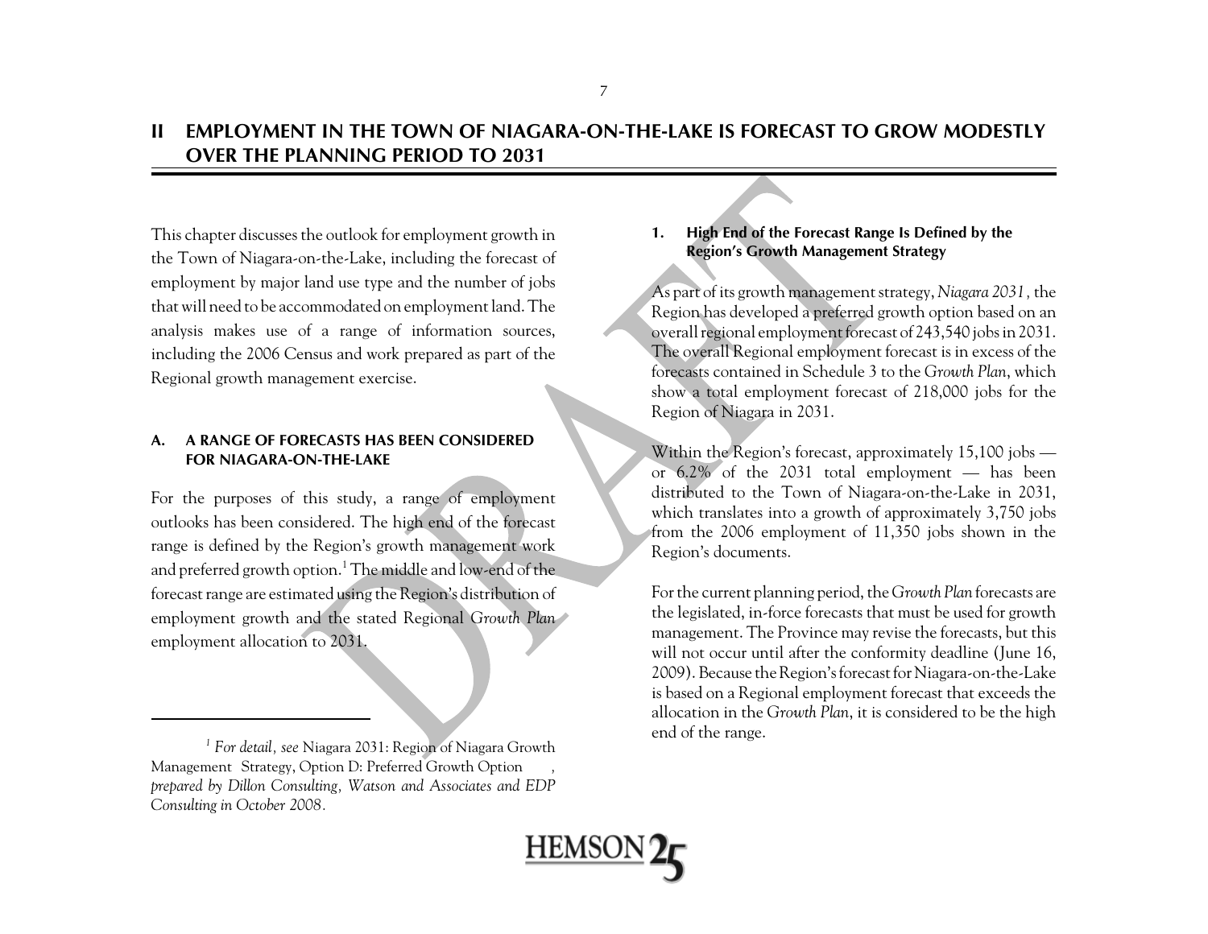# II EMPLOYMENT IN THE TOWN OF NIAGARA-ON-THE-LAKE IS FORECAST TO GROW MODESTLY OVER THE PLANNING PERIOD TO 2031

This chapter discusses the outlook for employment growth in the Town of Niagara-on-the-Lake, including the forecast of employment by major land use type and the number of jobs that will need to be accommodated on employment land. The analysis makes use of a range of information sources, including the 2006 Census and work prepared as part of the Regional growth management exercise.

## A. A RANGE OF FORECASTS HAS BEEN CONSIDERED FOR NIAGARA-ON-THE-LAKE

For the purposes of this study, a range of employment outlooks has been considered. The high end of the forecast range is defined by the Region's growth management work and preferred growth option.[1] The middle and low-end of the forecast range are estimated using the Region's distribution of employment growth and the stated Regional *Growth Plan* employment allocation to 2031.

### 1. High End of the Forecast Range Is Defined by the Region's Growth Management Strategy

As part of its growth management strategy, *Niagara 2031*, the Region has developed a preferred growth option based on an overall regional employment forecast of 243,540 jobs in 2031. The overall Regional employment forecast is in excess of the forecasts contained in Schedule 3 to the *Growth Plan*, which show a total employment forecast of 218,000 jobs for the Region of Niagara in 2031.

Within the Region's forecast, approximately 15,100 jobs — or 6.2% of the 2031 total employment — has been distributed to the Town of Niagara-on-the-Lake in 2031, which translates into a growth of approximately 3,750 jobs from the 2006 employment of 11,350 jobs shown in the Region's documents.

For the current planning period, the *Growth Plan* forecasts are the legislated, in-force forecasts that must be used for growth management. The Province may revise the forecasts, but this will not occur until after the conformity deadline (June 16, 2009). Because the Region's forecast for Niagara-on-the-Lake is based on a Regional employment forecast that exceeds the allocation in the *Growth Plan*, it is considered to be the high end of the range.

---

[1] *For detail, see* Niagara 2031: Region of Niagara Growth Management Strategy, Option D: Preferred Growth Option, *prepared by Dillon Consulting, Watson and Associates and EDP Consulting in October 2008.*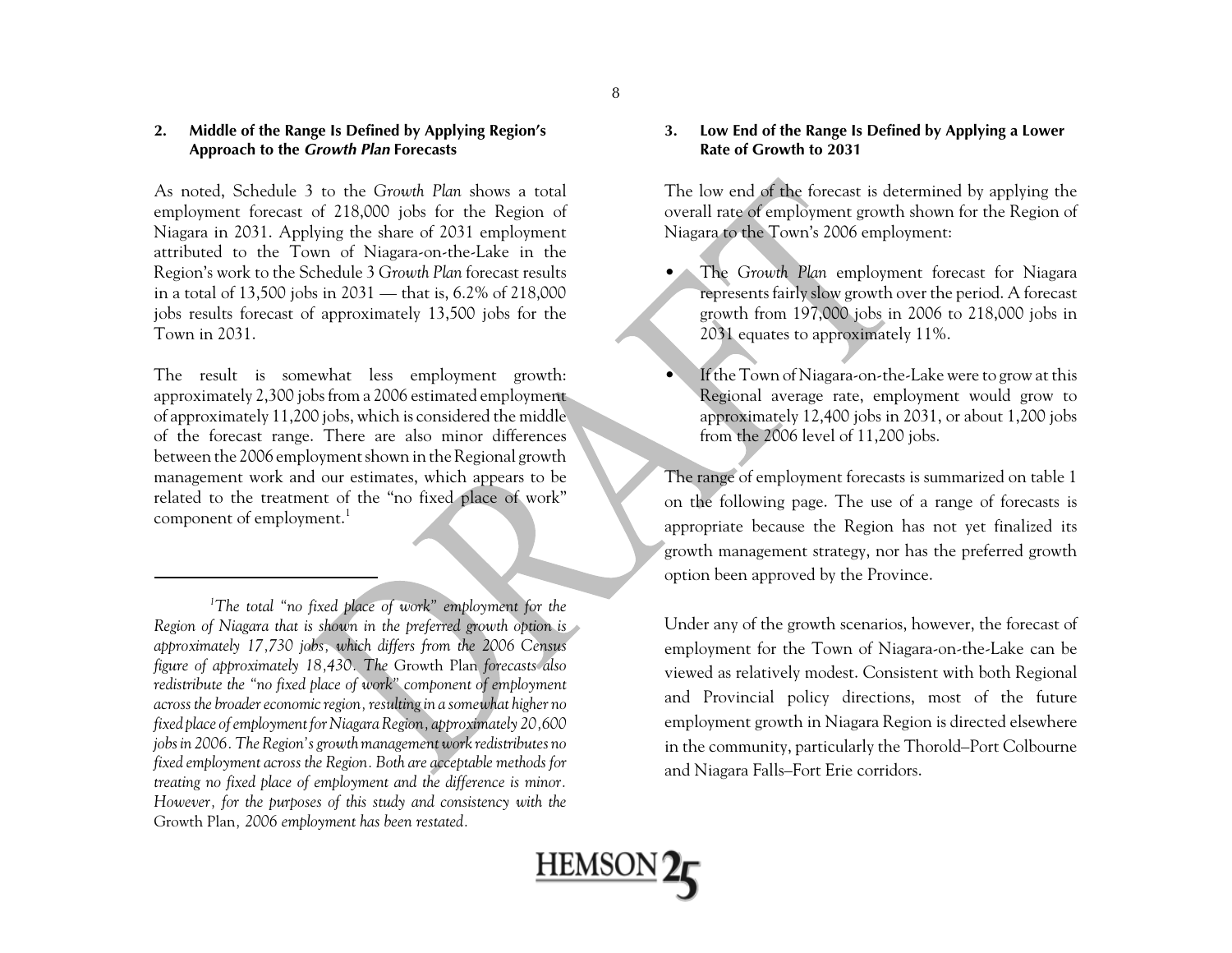## 2. Middle of the Range Is Defined by Applying Region's Approach to the *Growth Plan* Forecasts

As noted, Schedule 3 to the *Growth Plan* shows a total employment forecast of 218,000 jobs for the Region of Niagara in 2031. Applying the share of 2031 employment attributed to the Town of Niagara-on-the-Lake in the Region's work to the Schedule 3 *Growth Plan* forecast results in a total of 13,500 jobs in 2031 — that is, 6.2% of 218,000 jobs results forecast of approximately 13,500 jobs for the Town in 2031.

The result is somewhat less employment growth: approximately 2,300 jobs from a 2006 estimated employment of approximately 11,200 jobs, which is considered the middle of the forecast range. There are also minor differences between the 2006 employment shown in the Regional growth management work and our estimates, which appears to be related to the treatment of the "no fixed place of work" component of employment.[1]

[1]*The total "no fixed place of work" employment for the Region of Niagara that is shown in the preferred growth option is approximately 17,730 jobs, which differs from the 2006 Census figure of approximately 18,430. The* Growth Plan *forecasts also redistribute the "no fixed place of work" component of employment across the broader economic region, resulting in a somewhat higher no fixed place of employment for Niagara Region, approximately 20,600 jobs in 2006. The Region's growth management work redistributes no fixed employment across the Region. Both are acceptable methods for treating no fixed place of employment and the difference is minor. However, for the purposes of this study and consistency with the* Growth Plan*, 2006 employment has been restated.*

## 3. Low End of the Range Is Defined by Applying a Lower Rate of Growth to 2031

The low end of the forecast is determined by applying the overall rate of employment growth shown for the Region of Niagara to the Town's 2006 employment:

- The *Growth Plan* employment forecast for Niagara represents fairly slow growth over the period. A forecast growth from 197,000 jobs in 2006 to 218,000 jobs in 2031 equates to approximately 11%.
- If the Town of Niagara-on-the-Lake were to grow at this Regional average rate, employment would grow to approximately 12,400 jobs in 2031, or about 1,200 jobs from the 2006 level of 11,200 jobs.

The range of employment forecasts is summarized on table 1 on the following page. The use of a range of forecasts is appropriate because the Region has not yet finalized its growth management strategy, nor has the preferred growth option been approved by the Province.

Under any of the growth scenarios, however, the forecast of employment for the Town of Niagara-on-the-Lake can be viewed as relatively modest. Consistent with both Regional and Provincial policy directions, most of the future employment growth in Niagara Region is directed elsewhere in the community, particularly the Thorold–Port Colbourne and Niagara Falls–Fort Erie corridors.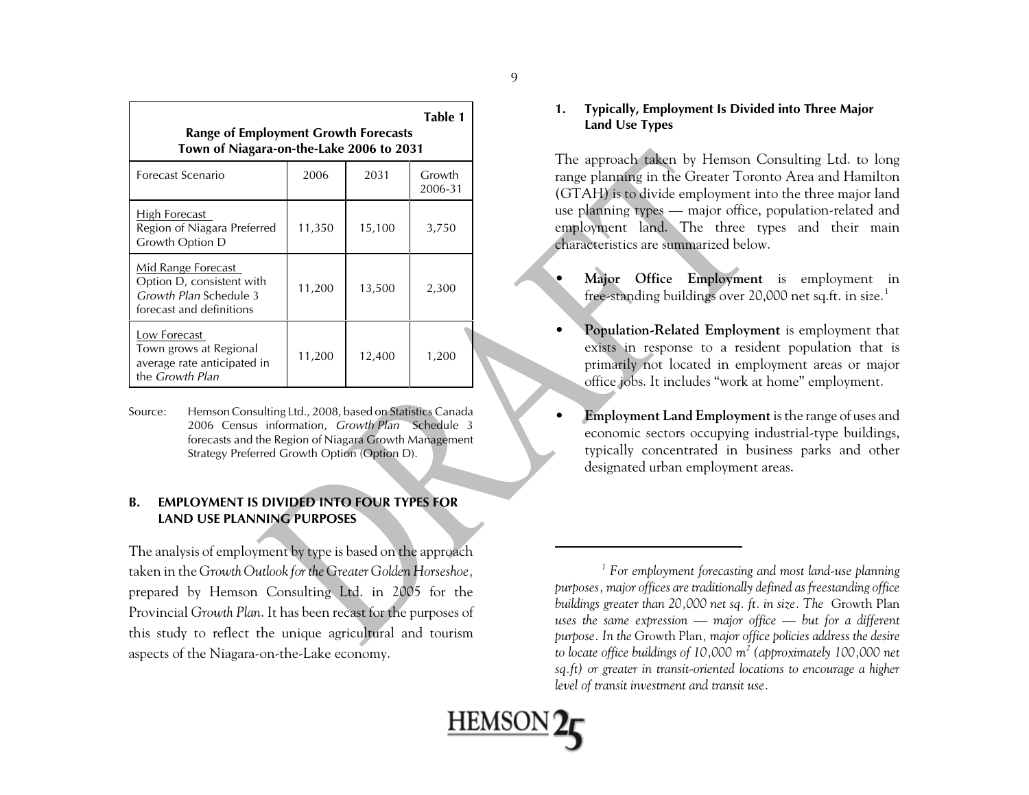**Table 1**

**Range of Employment Growth Forecasts Town of Niagara-on-the-Lake 2006 to 2031**

| Forecast Scenario | 2006 | 2031 | Growth 2006-31 |
|---|---|---|---|
| High Forecast<br>Region of Niagara Preferred Growth Option D | 11,350 | 15,100 | 3,750 |
| Mid Range Forecast<br>Option D, consistent with *Growth Plan* Schedule 3 forecast and definitions | 11,200 | 13,500 | 2,300 |
| Low Forecast<br>Town grows at Regional average rate anticipated in the *Growth Plan* | 11,200 | 12,400 | 1,200 |

Source: Hemson Consulting Ltd., 2008, based on Statistics Canada 2006 Census information, *Growth Plan* Schedule 3 forecasts and the Region of Niagara Growth Management Strategy Preferred Growth Option (Option D).

## B. EMPLOYMENT IS DIVIDED INTO FOUR TYPES FOR LAND USE PLANNING PURPOSES

The analysis of employment by type is based on the approach taken in the *Growth Outlook for the Greater Golden Horseshoe*, prepared by Hemson Consulting Ltd. in 2005 for the Provincial *Growth Plan*. It has been recast for the purposes of this study to reflect the unique agricultural and tourism aspects of the Niagara-on-the-Lake economy.

### 1. Typically, Employment Is Divided into Three Major Land Use Types

The approach taken by Hemson Consulting Ltd. to long range planning in the Greater Toronto Area and Hamilton (GTAH) is to divide employment into the three major land use planning types — major office, population-related and employment land. The three types and their main characteristics are summarized below.

- **Major Office Employment** is employment in free-standing buildings over 20,000 net sq.ft. in size.[1]
- **Population-Related Employment** is employment that exists in response to a resident population that is primarily not located in employment areas or major office jobs. It includes "work at home" employment.
- **Employment Land Employment** is the range of uses and economic sectors occupying industrial-type buildings, typically concentrated in business parks and other designated urban employment areas.

---

[1] *For employment forecasting and most land-use planning purposes, major offices are traditionally defined as freestanding office buildings greater than 20,000 net sq. ft. in size. The* Growth Plan *uses the same expression — major office — but for a different purpose. In the* Growth Plan*, major office policies address the desire to locate office buildings of 10,000 m$^2$ (approximately 100,000 net sq.ft) or greater in transit-oriented locations to encourage a higher level of transit investment and transit use.*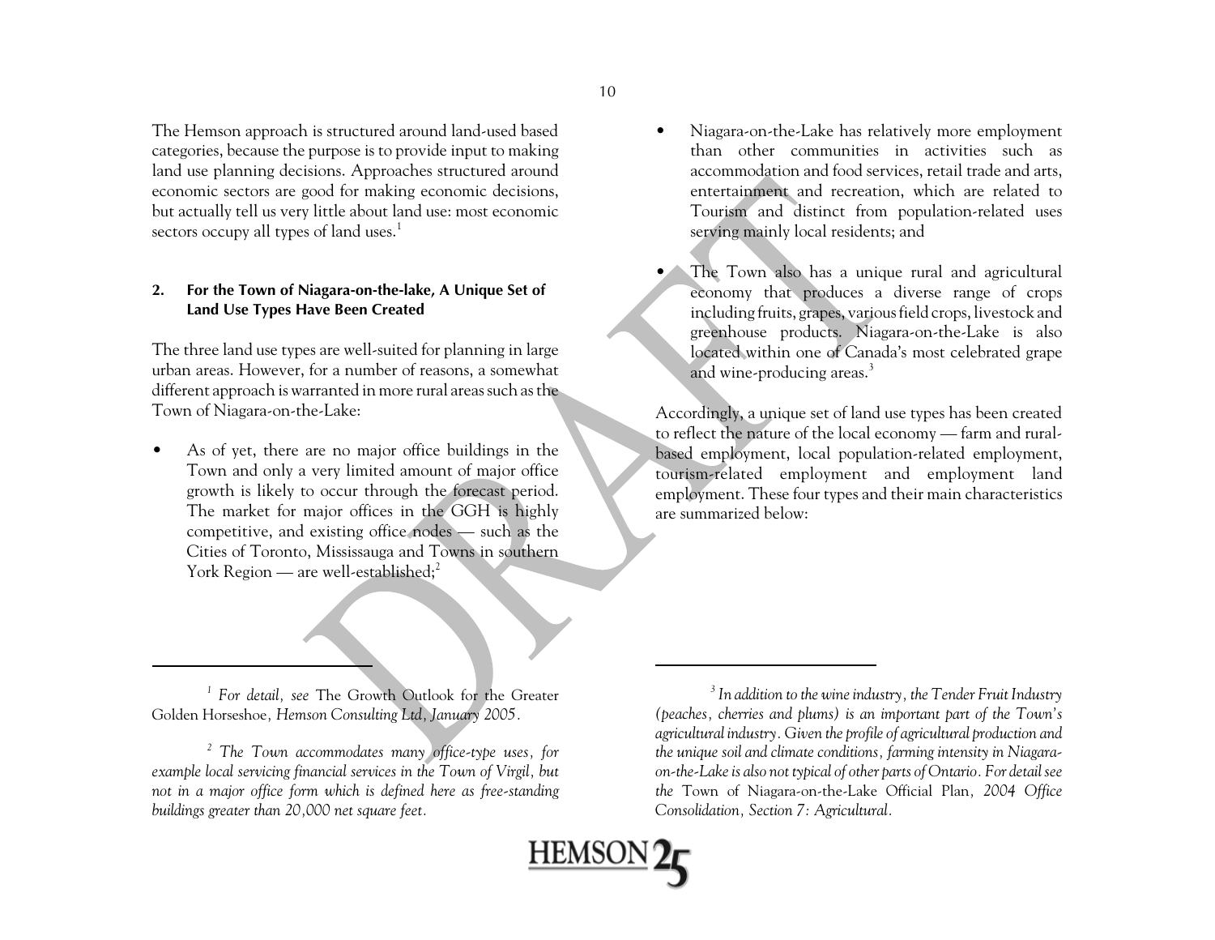The Hemson approach is structured around land-used based categories, because the purpose is to provide input to making land use planning decisions. Approaches structured around economic sectors are good for making economic decisions, but actually tell us very little about land use: most economic sectors occupy all types of land uses.[1]

**2. For the Town of Niagara-on-the-lake, A Unique Set of Land Use Types Have Been Created**

The three land use types are well-suited for planning in large urban areas. However, for a number of reasons, a somewhat different approach is warranted in more rural areas such as the Town of Niagara-on-the-Lake:

- As of yet, there are no major office buildings in the Town and only a very limited amount of major office growth is likely to occur through the forecast period. The market for major offices in the GGH is highly competitive, and existing office nodes — such as the Cities of Toronto, Mississauga and Towns in southern York Region — are well-established;[2]
- Niagara-on-the-Lake has relatively more employment than other communities in activities such as accommodation and food services, retail trade and arts, entertainment and recreation, which are related to Tourism and distinct from population-related uses serving mainly local residents; and
- The Town also has a unique rural and agricultural economy that produces a diverse range of crops including fruits, grapes, various field crops, livestock and greenhouse products. Niagara-on-the-Lake is also located within one of Canada's most celebrated grape and wine-producing areas.[3]

Accordingly, a unique set of land use types has been created to reflect the nature of the local economy — farm and rural-based employment, local population-related employment, tourism-related employment and employment land employment. These four types and their main characteristics are summarized below:

---

[1] *For detail, see* The Growth Outlook for the Greater Golden Horseshoe*, Hemson Consulting Ltd, January 2005.*

[2] *The Town accommodates many office-type uses, for example local servicing financial services in the Town of Virgil, but not in a major office form which is defined here as free-standing buildings greater than 20,000 net square feet.*

[3] *In addition to the wine industry, the Tender Fruit Industry (peaches, cherries and plums) is an important part of the Town's agricultural industry. Given the profile of agricultural production and the unique soil and climate conditions, farming intensity in Niagara-on-the-Lake is also not typical of other parts of Ontario. For detail see the* Town of Niagara-on-the-Lake Official Plan*, 2004 Office Consolidation, Section 7: Agricultural.*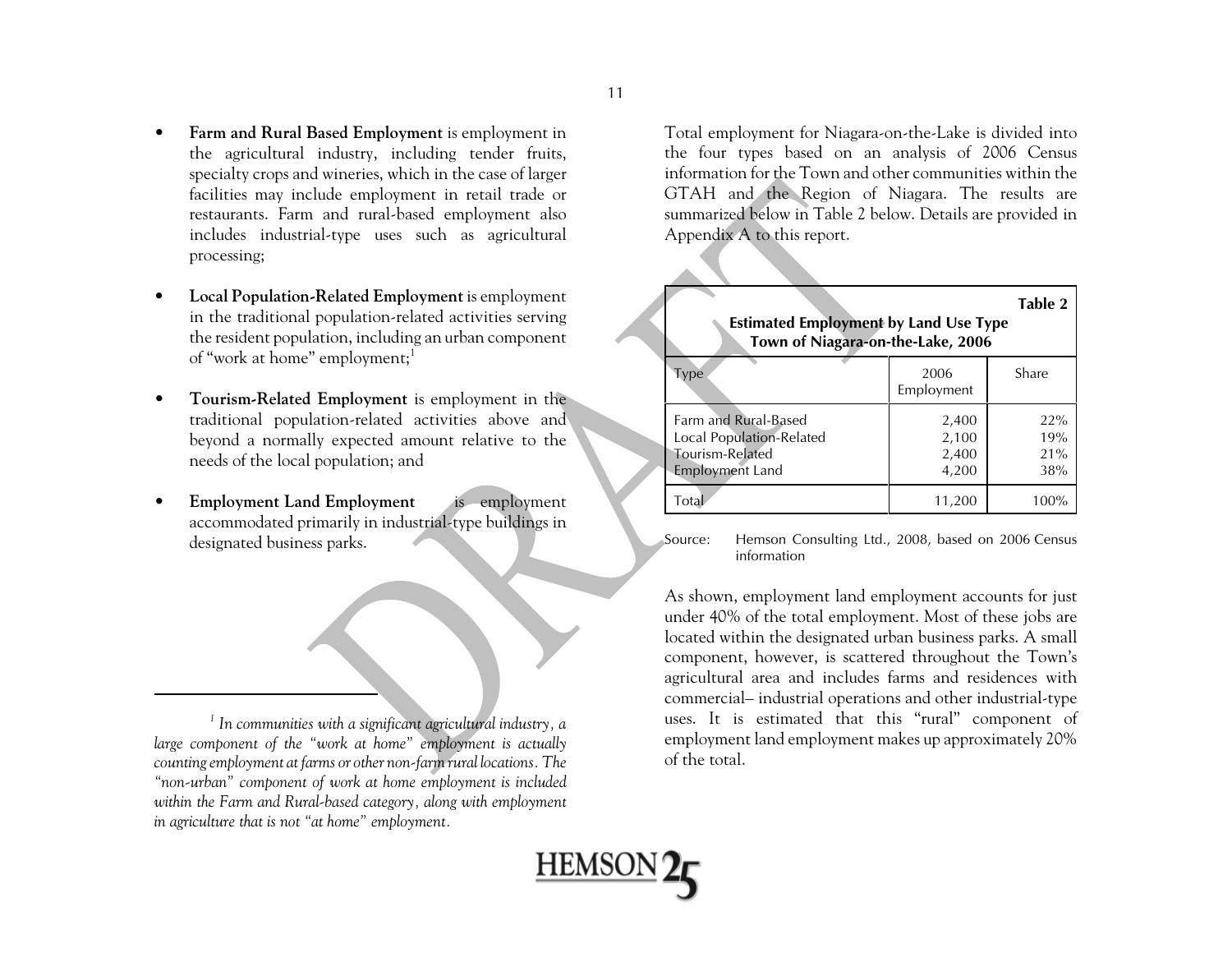- **Farm and Rural Based Employment** is employment in the agricultural industry, including tender fruits, specialty crops and wineries, which in the case of larger facilities may include employment in retail trade or restaurants. Farm and rural-based employment also includes industrial-type uses such as agricultural processing;

- **Local Population-Related Employment** is employment in the traditional population-related activities serving the resident population, including an urban component of "work at home" employment;[1]

- **Tourism-Related Employment** is employment in the traditional population-related activities above and beyond a normally expected amount relative to the needs of the local population; and

- **Employment Land Employment** is employment accommodated primarily in industrial-type buildings in designated business parks.

Total employment for Niagara-on-the-Lake is divided into the four types based on an analysis of 2006 Census information for the Town and other communities within the GTAH and the Region of Niagara. The results are summarized below in Table 2 below. Details are provided in Appendix A to this report.

**Table 2**
**Estimated Employment by Land Use Type**
**Town of Niagara-on-the-Lake, 2006**

| Type | 2006 Employment | Share |
|---|---|---|
| Farm and Rural-Based | 2,400 | 22% |
| Local Population-Related | 2,100 | 19% |
| Tourism-Related | 2,400 | 21% |
| Employment Land | 4,200 | 38% |
| Total | 11,200 | 100% |

Source: Hemson Consulting Ltd., 2008, based on 2006 Census information

As shown, employment land employment accounts for just under 40% of the total employment. Most of these jobs are located within the designated urban business parks. A small component, however, is scattered throughout the Town's agricultural area and includes farms and residences with commercial– industrial operations and other industrial-type uses. It is estimated that this "rural" component of employment land employment makes up approximately 20% of the total.

---

[1] *In communities with a significant agricultural industry, a large component of the "work at home" employment is actually counting employment at farms or other non-farm rural locations. The "non-urban" component of work at home employment is included within the Farm and Rural-based category, along with employment in agriculture that is not "at home" employment.*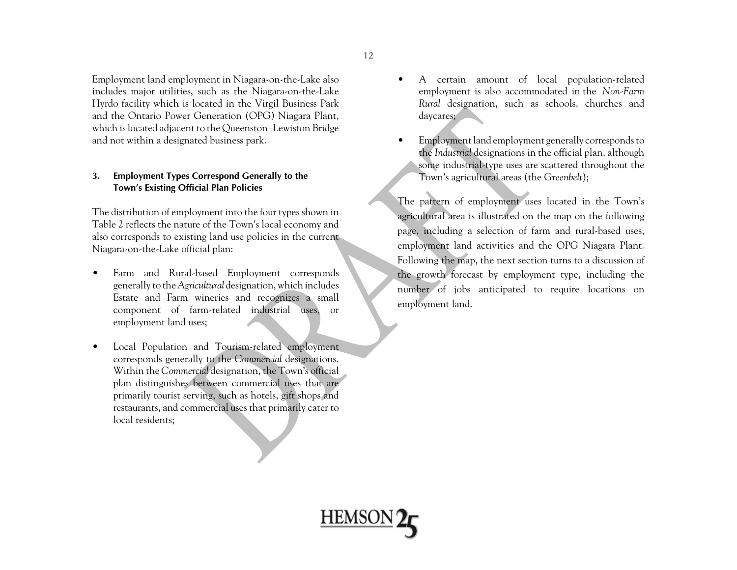Employment land employment in Niagara-on-the-Lake also includes major utilities, such as the Niagara-on-the-Lake Hyrdo facility which is located in the Virgil Business Park and the Ontario Power Generation (OPG) Niagara Plant, which is located adjacent to the Queenston–Lewiston Bridge and not within a designated business park.

### 3. Employment Types Correspond Generally to the Town's Existing Official Plan Policies

The distribution of employment into the four types shown in Table 2 reflects the nature of the Town's local economy and also corresponds to existing land use policies in the current Niagara-on-the-Lake official plan:

- Farm and Rural-based Employment corresponds generally to the *Agricultural* designation, which includes Estate and Farm wineries and recognizes a small component of farm-related industrial uses, or employment land uses;
- Local Population and Tourism-related employment corresponds generally to the *Commercial* designations. Within the *Commercial* designation, the Town's official plan distinguishes between commercial uses that are primarily tourist serving, such as hotels, gift shops and restaurants, and commercial uses that primarily cater to local residents;
- A certain amount of local population-related employment is also accommodated in the *Non-Farm Rural* designation, such as schools, churches and daycares;
- Employment land employment generally corresponds to the *Industrial* designations in the official plan, although some industrial-type uses are scattered throughout the Town's agricultural areas (the *Greenbelt*);

The pattern of employment uses located in the Town's agricultural area is illustrated on the map on the following page, including a selection of farm and rural-based uses, employment land activities and the OPG Niagara Plant. Following the map, the next section turns to a discussion of the growth forecast by employment type, including the number of jobs anticipated to require locations on employment land.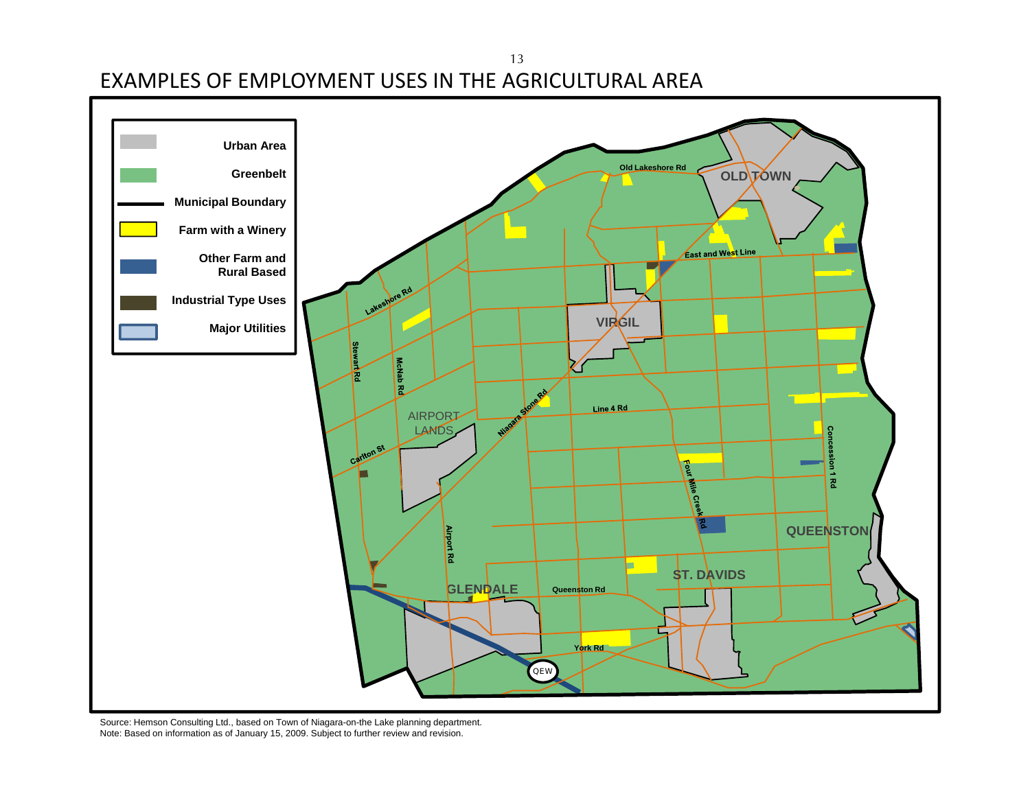# EXAMPLES OF EMPLOYMENT USES IN THE AGRICULTURAL AREA

| Legend |
|---|
| Urban Area |
| Greenbelt |
| Municipal Boundary |
| Farm with a Winery |
| Other Farm and Rural Based |
| Industrial Type Uses |
| Major Utilities |

OLD TOWN

VIRGIL

AIRPORT LANDS

GLENDALE

ST. DAVIDS

QUEENSTON

Old Lakeshore Rd

East and West Line

Lakeshore Rd

Stewart Rd

McNab Rd

Niagara Stone Rd

Line 4 Rd

Carlton St

Airport Rd

Four Mile Creek Rd

Concession 1 Rd

Queenston Rd

York Rd

QEW

Source: Hemson Consulting Ltd., based on Town of Niagara-on-the Lake planning department.
Note: Based on information as of January 15, 2009. Subject to further review and revision.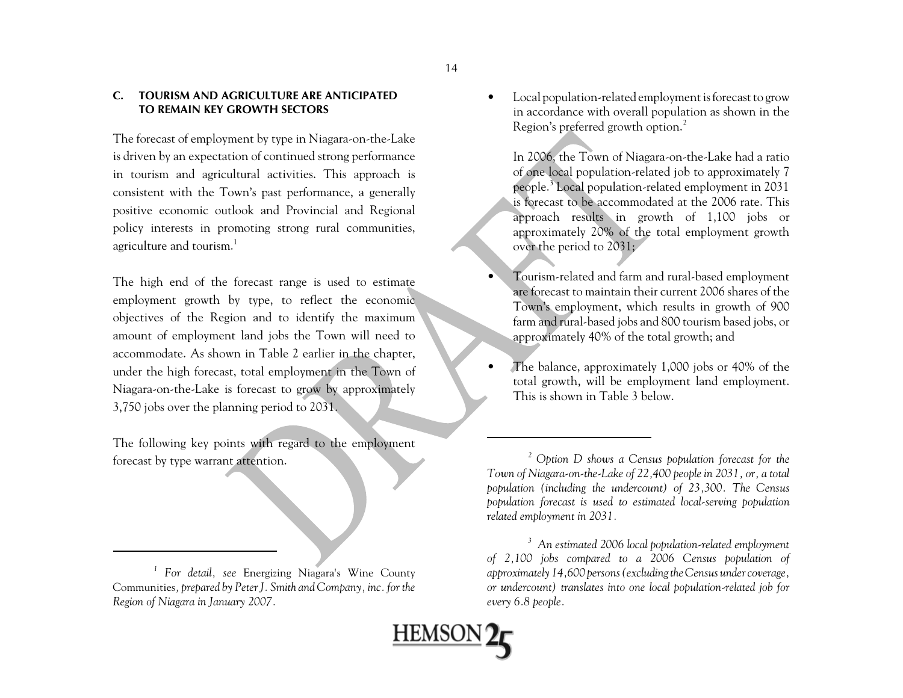### C. TOURISM AND AGRICULTURE ARE ANTICIPATED TO REMAIN KEY GROWTH SECTORS

The forecast of employment by type in Niagara-on-the-Lake is driven by an expectation of continued strong performance in tourism and agricultural activities. This approach is consistent with the Town's past performance, a generally positive economic outlook and Provincial and Regional policy interests in promoting strong rural communities, agriculture and tourism.[1]

The high end of the forecast range is used to estimate employment growth by type, to reflect the economic objectives of the Region and to identify the maximum amount of employment land jobs the Town will need to accommodate. As shown in Table 2 earlier in the chapter, under the high forecast, total employment in the Town of Niagara-on-the-Lake is forecast to grow by approximately 3,750 jobs over the planning period to 2031.

The following key points with regard to the employment forecast by type warrant attention.

- Local population-related employment is forecast to grow in accordance with overall population as shown in the Region's preferred growth option.[2]

  In 2006, the Town of Niagara-on-the-Lake had a ratio of one local population-related job to approximately 7 people.[3] Local population-related employment in 2031 is forecast to be accommodated at the 2006 rate. This approach results in growth of 1,100 jobs or approximately 20% of the total employment growth over the period to 2031;

- Tourism-related and farm and rural-based employment are forecast to maintain their current 2006 shares of the Town's employment, which results in growth of 900 farm and rural-based jobs and 800 tourism based jobs, or approximately 40% of the total growth; and

- The balance, approximately 1,000 jobs or 40% of the total growth, will be employment land employment. This is shown in Table 3 below.

---

[1] For detail, *see* Energizing Niagara's Wine County Communities, *prepared by Peter J. Smith and Company, inc. for the Region of Niagara in January 2007.*

[2] *Option D shows a Census population forecast for the Town of Niagara-on-the-Lake of 22,400 people in 2031, or, a total population (including the undercount) of 23,300. The Census population forecast is used to estimated local-serving population related employment in 2031.*

[3] *An estimated 2006 local population-related employment of 2,100 jobs compared to a 2006 Census population of approximately 14,600 persons (excluding the Census under coverage, or undercount) translates into one local population-related job for every 6.8 people.*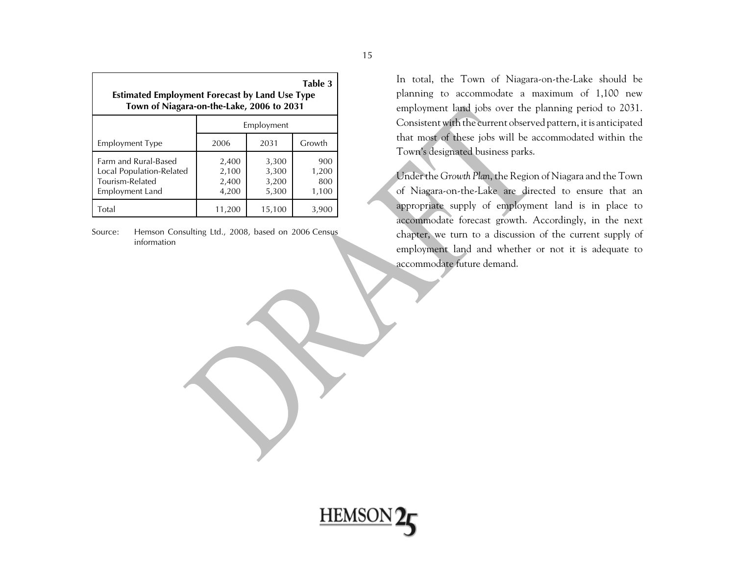**Table 3**
**Estimated Employment Forecast by Land Use Type**
**Town of Niagara-on-the-Lake, 2006 to 2031**

| Employment Type | Employment | | |
|---|---|---|---|
| | 2006 | 2031 | Growth |
| Farm and Rural-Based | 2,400 | 3,300 | 900 |
| Local Population-Related | 2,100 | 3,300 | 1,200 |
| Tourism-Related | 2,400 | 3,200 | 800 |
| Employment Land | 4,200 | 5,300 | 1,100 |
| Total | 11,200 | 15,100 | 3,900 |

Source: Hemson Consulting Ltd., 2008, based on 2006 Census information

In total, the Town of Niagara-on-the-Lake should be planning to accommodate a maximum of 1,100 new employment land jobs over the planning period to 2031. Consistent with the current observed pattern, it is anticipated that most of these jobs will be accommodated within the Town's designated business parks.

Under the *Growth Plan*, the Region of Niagara and the Town of Niagara-on-the-Lake are directed to ensure that an appropriate supply of employment land is in place to accommodate forecast growth. Accordingly, in the next chapter, we turn to a discussion of the current supply of employment land and whether or not it is adequate to accommodate future demand.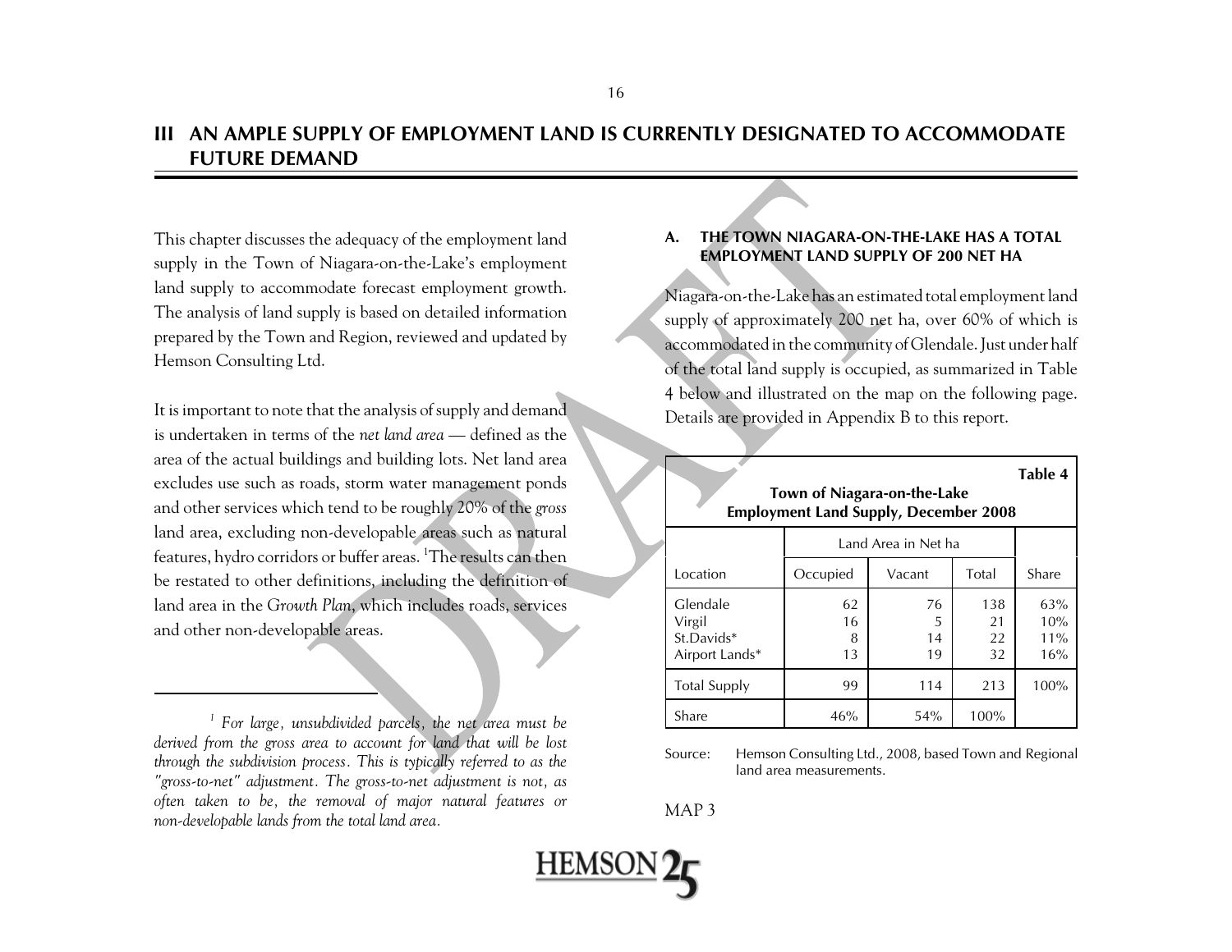# III AN AMPLE SUPPLY OF EMPLOYMENT LAND IS CURRENTLY DESIGNATED TO ACCOMMODATE FUTURE DEMAND

This chapter discusses the adequacy of the employment land supply in the Town of Niagara-on-the-Lake's employment land supply to accommodate forecast employment growth. The analysis of land supply is based on detailed information prepared by the Town and Region, reviewed and updated by Hemson Consulting Ltd.

It is important to note that the analysis of supply and demand is undertaken in terms of the *net land area* — defined as the area of the actual buildings and building lots. Net land area excludes use such as roads, storm water management ponds and other services which tend to be roughly 20% of the *gross* land area, excluding non-developable areas such as natural features, hydro corridors or buffer areas. [1]The results can then be restated to other definitions, including the definition of land area in the *Growth Plan*, which includes roads, services and other non-developable areas.

[1] *For large, unsubdivided parcels, the net area must be derived from the gross area to account for land that will be lost through the subdivision process. This is typically referred to as the "gross-to-net" adjustment. The gross-to-net adjustment is not, as often taken to be, the removal of major natural features or non-developable lands from the total land area.*

## A. THE TOWN NIAGARA-ON-THE-LAKE HAS A TOTAL EMPLOYMENT LAND SUPPLY OF 200 NET HA

Niagara-on-the-Lake has an estimated total employment land supply of approximately 200 net ha, over 60% of which is accommodated in the community of Glendale. Just under half of the total land supply is occupied, as summarized in Table 4 below and illustrated on the map on the following page. Details are provided in Appendix B to this report.

**Table 4**

**Town of Niagara-on-the-Lake**
**Employment Land Supply, December 2008**

| | Land Area in Net ha | | | |
|---|---|---|---|---|
| Location | Occupied | Vacant | Total | Share |
| Glendale | 62 | 76 | 138 | 63% |
| Virgil | 16 | 5 | 21 | 10% |
| St.Davids* | 8 | 14 | 22 | 11% |
| Airport Lands* | 13 | 19 | 32 | 16% |
| Total Supply | 99 | 114 | 213 | 100% |
| Share | 46% | 54% | 100% | |

Source: Hemson Consulting Ltd., 2008, based Town and Regional land area measurements.

MAP 3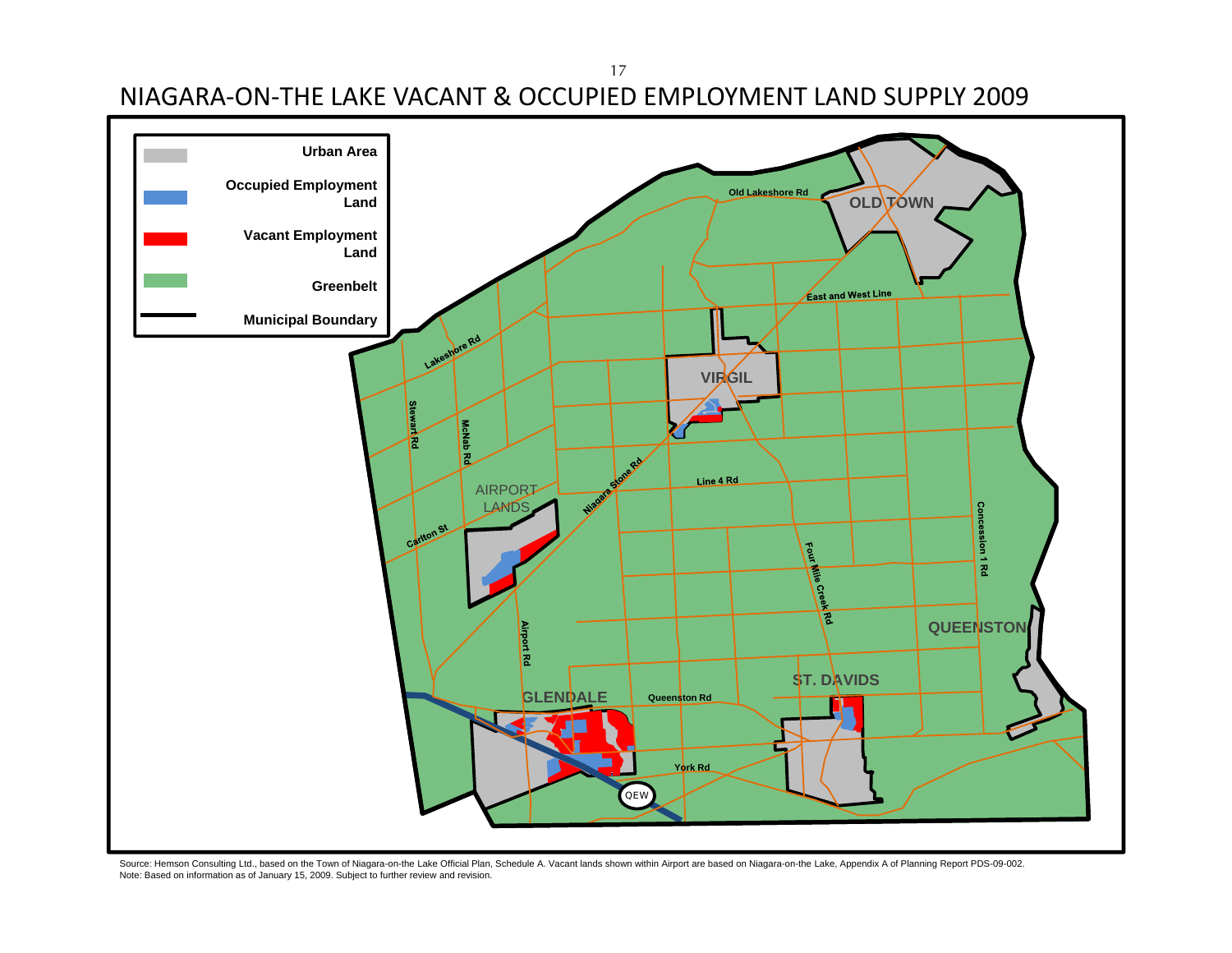# NIAGARA-ON-THE LAKE VACANT & OCCUPIED EMPLOYMENT LAND SUPPLY 2009

| Legend |
| --- |
| Urban Area |
| Occupied Employment Land |
| Vacant Employment Land |
| Greenbelt |
| Municipal Boundary |

Old Lakeshore Rd, OLD TOWN, East and West Line, Lakeshore Rd, VIRGIL, Stewart Rd, McNab Rd, AIRPORT LANDS, Niagara Stone Rd, Line 4 Rd, Carlton St, Concession 1 Rd, Four Mile Creek Rd, Airport Rd, QUEENSTON, ST. DAVIDS, GLENDALE, Queenston Rd, York Rd, QEW

Source: Hemson Consulting Ltd., based on the Town of Niagara-on-the Lake Official Plan, Schedule A. Vacant lands shown within Airport are based on Niagara-on-the Lake, Appendix A of Planning Report PDS-09-002.
Note: Based on information as of January 15, 2009. Subject to further review and revision.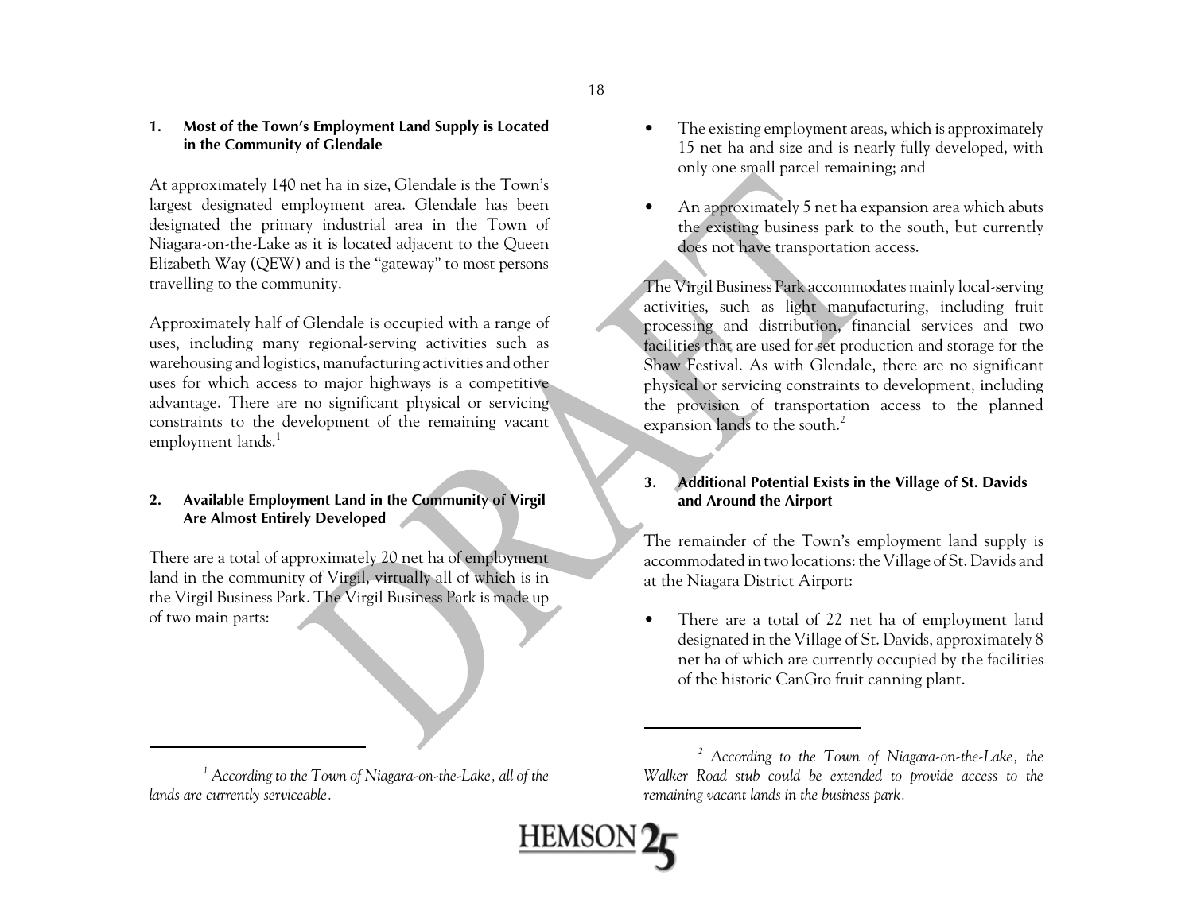### 1. Most of the Town's Employment Land Supply is Located in the Community of Glendale

At approximately 140 net ha in size, Glendale is the Town's largest designated employment area. Glendale has been designated the primary industrial area in the Town of Niagara-on-the-Lake as it is located adjacent to the Queen Elizabeth Way (QEW) and is the "gateway" to most persons travelling to the community.

Approximately half of Glendale is occupied with a range of uses, including many regional-serving activities such as warehousing and logistics, manufacturing activities and other uses for which access to major highways is a competitive advantage. There are no significant physical or servicing constraints to the development of the remaining vacant employment lands.[1]

### 2. Available Employment Land in the Community of Virgil Are Almost Entirely Developed

There are a total of approximately 20 net ha of employment land in the community of Virgil, virtually all of which is in the Virgil Business Park. The Virgil Business Park is made up of two main parts:

- The existing employment areas, which is approximately 15 net ha and size and is nearly fully developed, with only one small parcel remaining; and
- An approximately 5 net ha expansion area which abuts the existing business park to the south, but currently does not have transportation access.

The Virgil Business Park accommodates mainly local-serving activities, such as light manufacturing, including fruit processing and distribution, financial services and two facilities that are used for set production and storage for the Shaw Festival. As with Glendale, there are no significant physical or servicing constraints to development, including the provision of transportation access to the planned expansion lands to the south.[2]

### 3. Additional Potential Exists in the Village of St. Davids and Around the Airport

The remainder of the Town's employment land supply is accommodated in two locations: the Village of St. Davids and at the Niagara District Airport:

- There are a total of 22 net ha of employment land designated in the Village of St. Davids, approximately 8 net ha of which are currently occupied by the facilities of the historic CanGro fruit canning plant.

---

[1] *According to the Town of Niagara-on-the-Lake, all of the lands are currently serviceable.*

[2] *According to the Town of Niagara-on-the-Lake, the Walker Road stub could be extended to provide access to the remaining vacant lands in the business park.*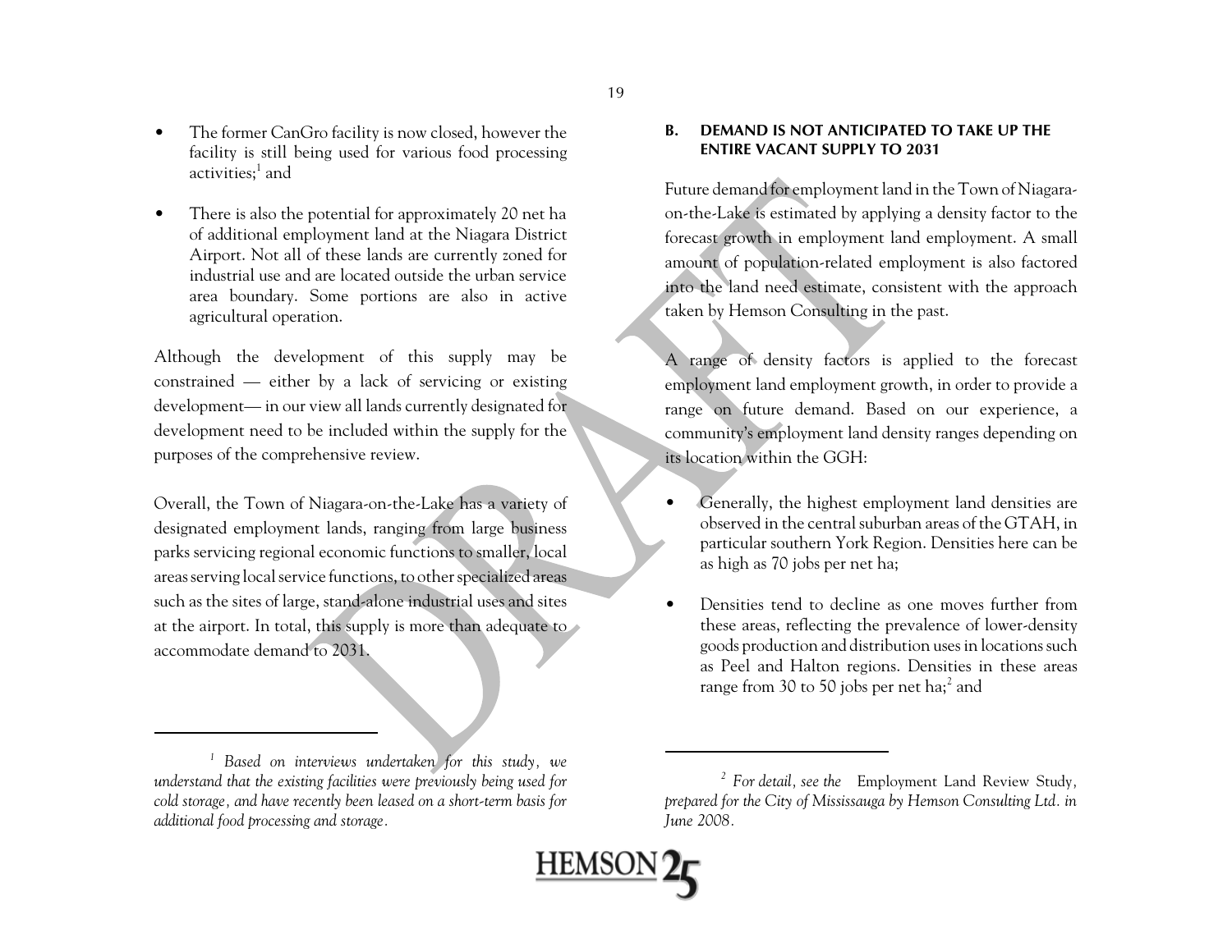- The former CanGro facility is now closed, however the facility is still being used for various food processing activities;[1] and
- There is also the potential for approximately 20 net ha of additional employment land at the Niagara District Airport. Not all of these lands are currently zoned for industrial use and are located outside the urban service area boundary. Some portions are also in active agricultural operation.

Although the development of this supply may be constrained — either by a lack of servicing or existing development— in our view all lands currently designated for development need to be included within the supply for the purposes of the comprehensive review.

Overall, the Town of Niagara-on-the-Lake has a variety of designated employment lands, ranging from large business parks servicing regional economic functions to smaller, local areas serving local service functions, to other specialized areas such as the sites of large, stand-alone industrial uses and sites at the airport. In total, this supply is more than adequate to accommodate demand to 2031.

*[1] Based on interviews undertaken for this study, we understand that the existing facilities were previously being used for cold storage, and have recently been leased on a short-term basis for additional food processing and storage.*

### B. DEMAND IS NOT ANTICIPATED TO TAKE UP THE ENTIRE VACANT SUPPLY TO 2031

Future demand for employment land in the Town of Niagara-on-the-Lake is estimated by applying a density factor to the forecast growth in employment land employment. A small amount of population-related employment is also factored into the land need estimate, consistent with the approach taken by Hemson Consulting in the past.

A range of density factors is applied to the forecast employment land employment growth, in order to provide a range on future demand. Based on our experience, a community's employment land density ranges depending on its location within the GGH:

- Generally, the highest employment land densities are observed in the central suburban areas of the GTAH, in particular southern York Region. Densities here can be as high as 70 jobs per net ha;
- Densities tend to decline as one moves further from these areas, reflecting the prevalence of lower-density goods production and distribution uses in locations such as Peel and Halton regions. Densities in these areas range from 30 to 50 jobs per net ha;[2] and

*[2] For detail, see the* Employment Land Review Study*, prepared for the City of Mississauga by Hemson Consulting Ltd. in June 2008.*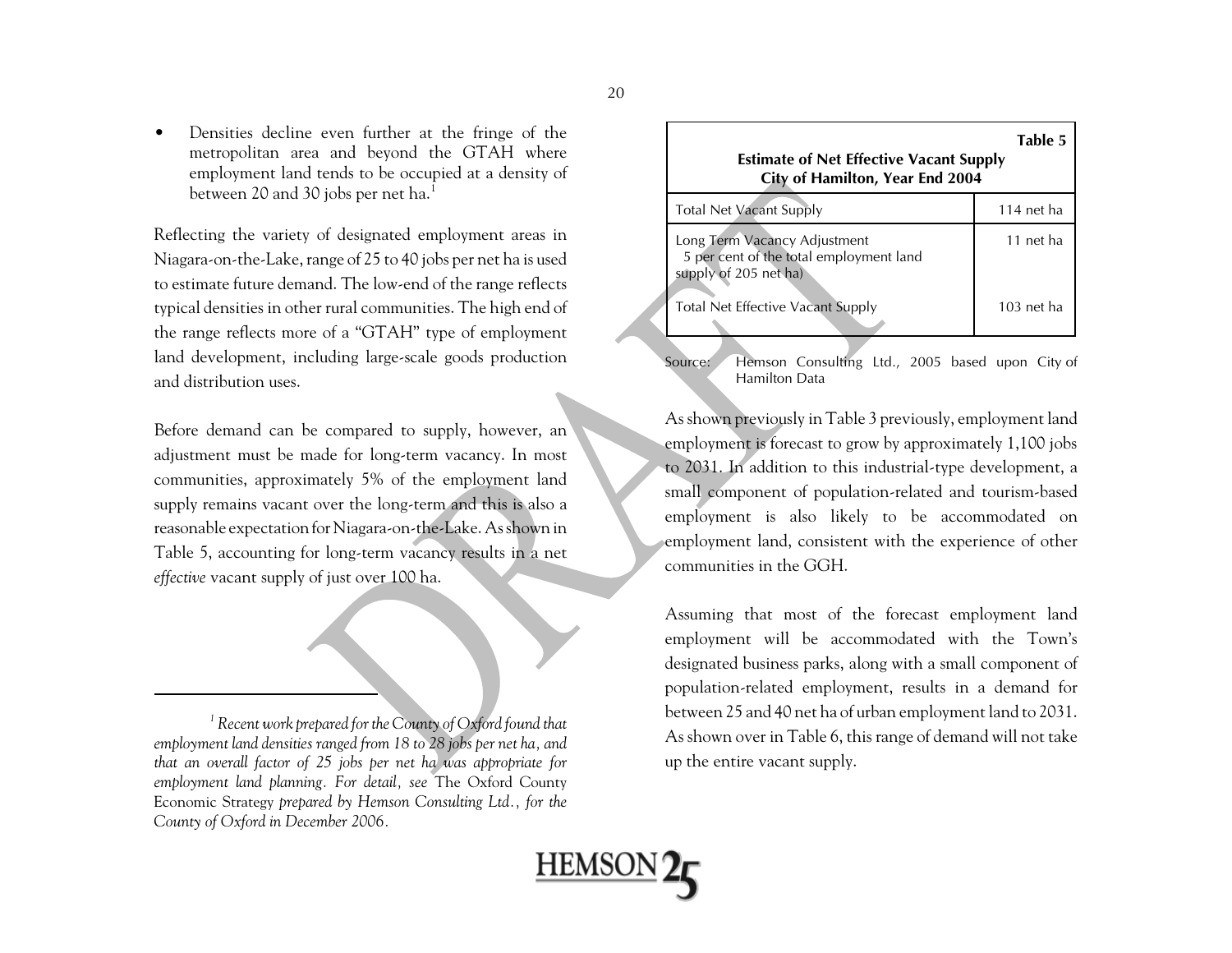- Densities decline even further at the fringe of the metropolitan area and beyond the GTAH where employment land tends to be occupied at a density of between 20 and 30 jobs per net ha.[1]

Reflecting the variety of designated employment areas in Niagara-on-the-Lake, range of 25 to 40 jobs per net ha is used to estimate future demand. The low-end of the range reflects typical densities in other rural communities. The high end of the range reflects more of a "GTAH" type of employment land development, including large-scale goods production and distribution uses.

Before demand can be compared to supply, however, an adjustment must be made for long-term vacancy. In most communities, approximately 5% of the employment land supply remains vacant over the long-term and this is also a reasonable expectation for Niagara-on-the-Lake. As shown in Table 5, accounting for long-term vacancy results in a net *effective* vacant supply of just over 100 ha.

[1] *Recent work prepared for the County of Oxford found that employment land densities ranged from 18 to 28 jobs per net ha, and that an overall factor of 25 jobs per net ha was appropriate for employment land planning. For detail, see* The Oxford County Economic Strategy *prepared by Hemson Consulting Ltd., for the County of Oxford in December 2006.*

**Table 5**
**Estimate of Net Effective Vacant Supply City of Hamilton, Year End 2004**

| | |
|---|---|
| Total Net Vacant Supply | 114 net ha |
| Long Term Vacancy Adjustment 5 per cent of the total employment land supply of 205 net ha) | 11 net ha |
| Total Net Effective Vacant Supply | 103 net ha |

Source: Hemson Consulting Ltd., 2005 based upon City of Hamilton Data

As shown previously in Table 3 previously, employment land employment is forecast to grow by approximately 1,100 jobs to 2031. In addition to this industrial-type development, a small component of population-related and tourism-based employment is also likely to be accommodated on employment land, consistent with the experience of other communities in the GGH.

Assuming that most of the forecast employment land employment will be accommodated with the Town's designated business parks, along with a small component of population-related employment, results in a demand for between 25 and 40 net ha of urban employment land to 2031. As shown over in Table 6, this range of demand will not take up the entire vacant supply.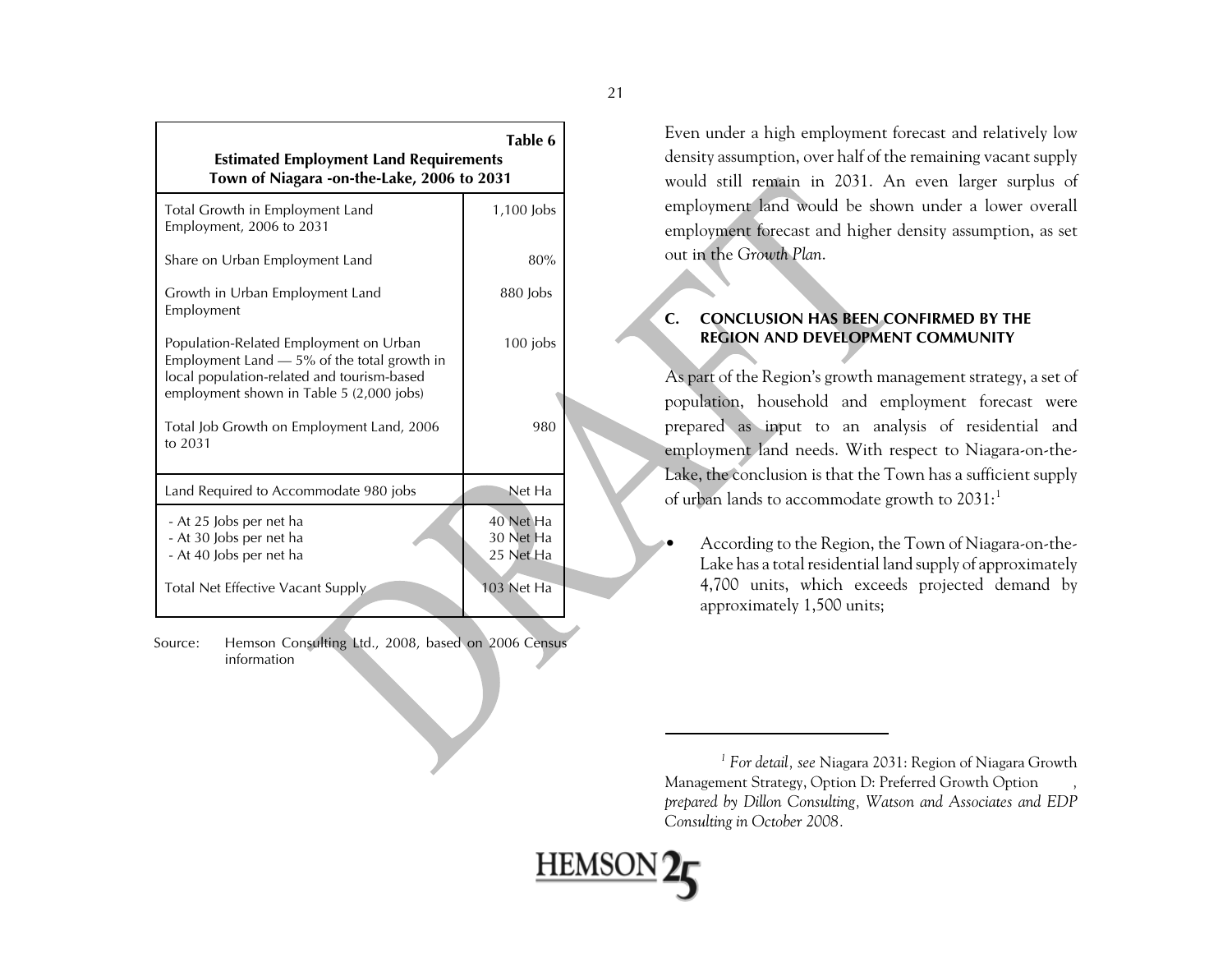**Table 6**
**Estimated Employment Land Requirements**
**Town of Niagara -on-the-Lake, 2006 to 2031**

| | |
|---|---|
| Total Growth in Employment Land Employment, 2006 to 2031 | 1,100 Jobs |
| Share on Urban Employment Land | 80% |
| Growth in Urban Employment Land Employment | 880 Jobs |
| Population-Related Employment on Urban Employment Land — 5% of the total growth in local population-related and tourism-based employment shown in Table 5 (2,000 jobs) | 100 jobs |
| Total Job Growth on Employment Land, 2006 to 2031 | 980 |
| Land Required to Accommodate 980 jobs | Net Ha |
| - At 25 Jobs per net ha | 40 Net Ha |
| - At 30 Jobs per net ha | 30 Net Ha |
| - At 40 Jobs per net ha | 25 Net Ha |
| Total Net Effective Vacant Supply | 103 Net Ha |

Source: Hemson Consulting Ltd., 2008, based on 2006 Census information

Even under a high employment forecast and relatively low density assumption, over half of the remaining vacant supply would still remain in 2031. An even larger surplus of employment land would be shown under a lower overall employment forecast and higher density assumption, as set out in the *Growth Plan*.

## C. CONCLUSION HAS BEEN CONFIRMED BY THE REGION AND DEVELOPMENT COMMUNITY

As part of the Region's growth management strategy, a set of population, household and employment forecast were prepared as input to an analysis of residential and employment land needs. With respect to Niagara-on-the-Lake, the conclusion is that the Town has a sufficient supply of urban lands to accommodate growth to 2031:[1]

- According to the Region, the Town of Niagara-on-the-Lake has a total residential land supply of approximately 4,700 units, which exceeds projected demand by approximately 1,500 units;

---

[1] *For detail, see* Niagara 2031: Region of Niagara Growth Management Strategy, Option D: Preferred Growth Option, *prepared by Dillon Consulting, Watson and Associates and EDP Consulting in October 2008.*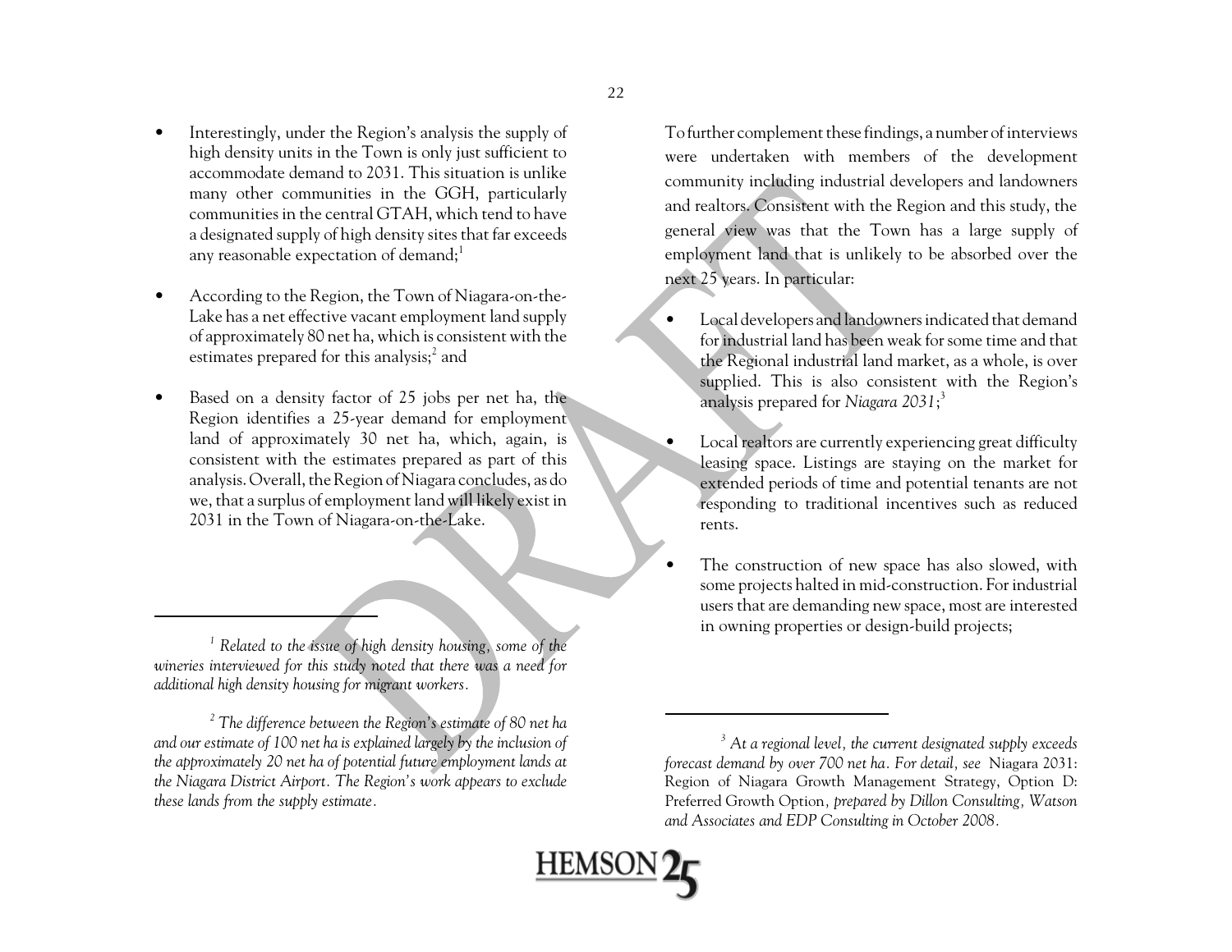- Interestingly, under the Region's analysis the supply of high density units in the Town is only just sufficient to accommodate demand to 2031. This situation is unlike many other communities in the GGH, particularly communities in the central GTAH, which tend to have a designated supply of high density sites that far exceeds any reasonable expectation of demand;[1]

- According to the Region, the Town of Niagara-on-the-Lake has a net effective vacant employment land supply of approximately 80 net ha, which is consistent with the estimates prepared for this analysis;[2] and

- Based on a density factor of 25 jobs per net ha, the Region identifies a 25-year demand for employment land of approximately 30 net ha, which, again, is consistent with the estimates prepared as part of this analysis. Overall, the Region of Niagara concludes, as do we, that a surplus of employment land will likely exist in 2031 in the Town of Niagara-on-the-Lake.

To further complement these findings, a number of interviews were undertaken with members of the development community including industrial developers and landowners and realtors. Consistent with the Region and this study, the general view was that the Town has a large supply of employment land that is unlikely to be absorbed over the next 25 years. In particular:

- Local developers and landowners indicated that demand for industrial land has been weak for some time and that the Regional industrial land market, as a whole, is over supplied. This is also consistent with the Region's analysis prepared for *Niagara 2031*;[3]

- Local realtors are currently experiencing great difficulty leasing space. Listings are staying on the market for extended periods of time and potential tenants are not responding to traditional incentives such as reduced rents.

- The construction of new space has also slowed, with some projects halted in mid-construction. For industrial users that are demanding new space, most are interested in owning properties or design-build projects;

---

[1] *Related to the issue of high density housing, some of the wineries interviewed for this study noted that there was a need for additional high density housing for migrant workers.*

[2] *The difference between the Region's estimate of 80 net ha and our estimate of 100 net ha is explained largely by the inclusion of the approximately 20 net ha of potential future employment lands at the Niagara District Airport. The Region's work appears to exclude these lands from the supply estimate.*

[3] *At a regional level, the current designated supply exceeds forecast demand by over 700 net ha. For detail, see* Niagara 2031: Region of Niagara Growth Management Strategy, Option D: Preferred Growth Option, *prepared by Dillon Consulting, Watson and Associates and EDP Consulting in October 2008.*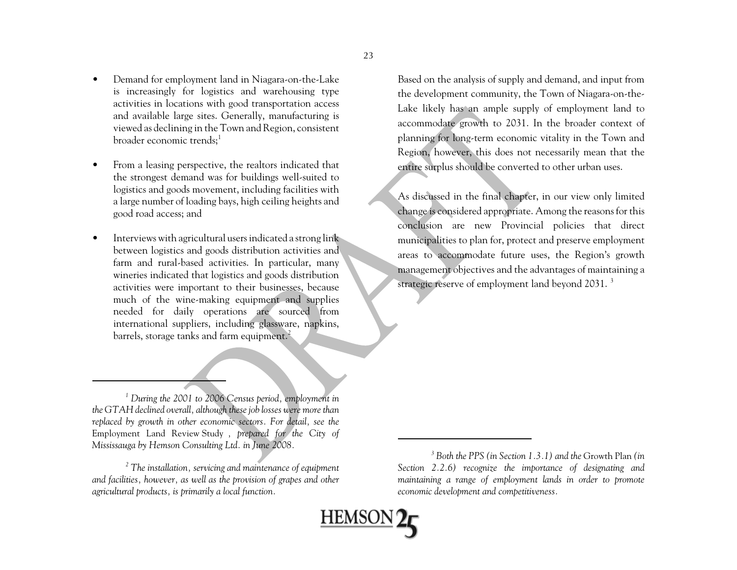- Demand for employment land in Niagara-on-the-Lake is increasingly for logistics and warehousing type activities in locations with good transportation access and available large sites. Generally, manufacturing is viewed as declining in the Town and Region, consistent broader economic trends;[1]

- From a leasing perspective, the realtors indicated that the strongest demand was for buildings well-suited to logistics and goods movement, including facilities with a large number of loading bays, high ceiling heights and good road access; and

- Interviews with agricultural users indicated a strong link between logistics and goods distribution activities and farm and rural-based activities. In particular, many wineries indicated that logistics and goods distribution activities were important to their businesses, because much of the wine-making equipment and supplies needed for daily operations are sourced from international suppliers, including glassware, napkins, barrels, storage tanks and farm equipment.[2]

Based on the analysis of supply and demand, and input from the development community, the Town of Niagara-on-the-Lake likely has an ample supply of employment land to accommodate growth to 2031. In the broader context of planning for long-term economic vitality in the Town and Region, however, this does not necessarily mean that the entire surplus should be converted to other urban uses.

As discussed in the final chapter, in our view only limited change is considered appropriate. Among the reasons for this conclusion are new Provincial policies that direct municipalities to plan for, protect and preserve employment areas to accommodate future uses, the Region's growth management objectives and the advantages of maintaining a strategic reserve of employment land beyond 2031. [3]

---

[1] *During the 2001 to 2006 Census period, employment in the GTAH declined overall, although these job losses were more than replaced by growth in other economic sectors. For detail, see the* Employment Land Review Study , *prepared for the City of Mississauga by Hemson Consulting Ltd. in June 2008.*

[2] *The installation, servicing and maintenance of equipment and facilities, however, as well as the provision of grapes and other agricultural products, is primarily a local function.*

[3] *Both the PPS (in Section 1.3.1) and the* Growth Plan *(in Section 2.2.6) recognize the importance of designating and maintaining a range of employment lands in order to promote economic development and competitiveness.*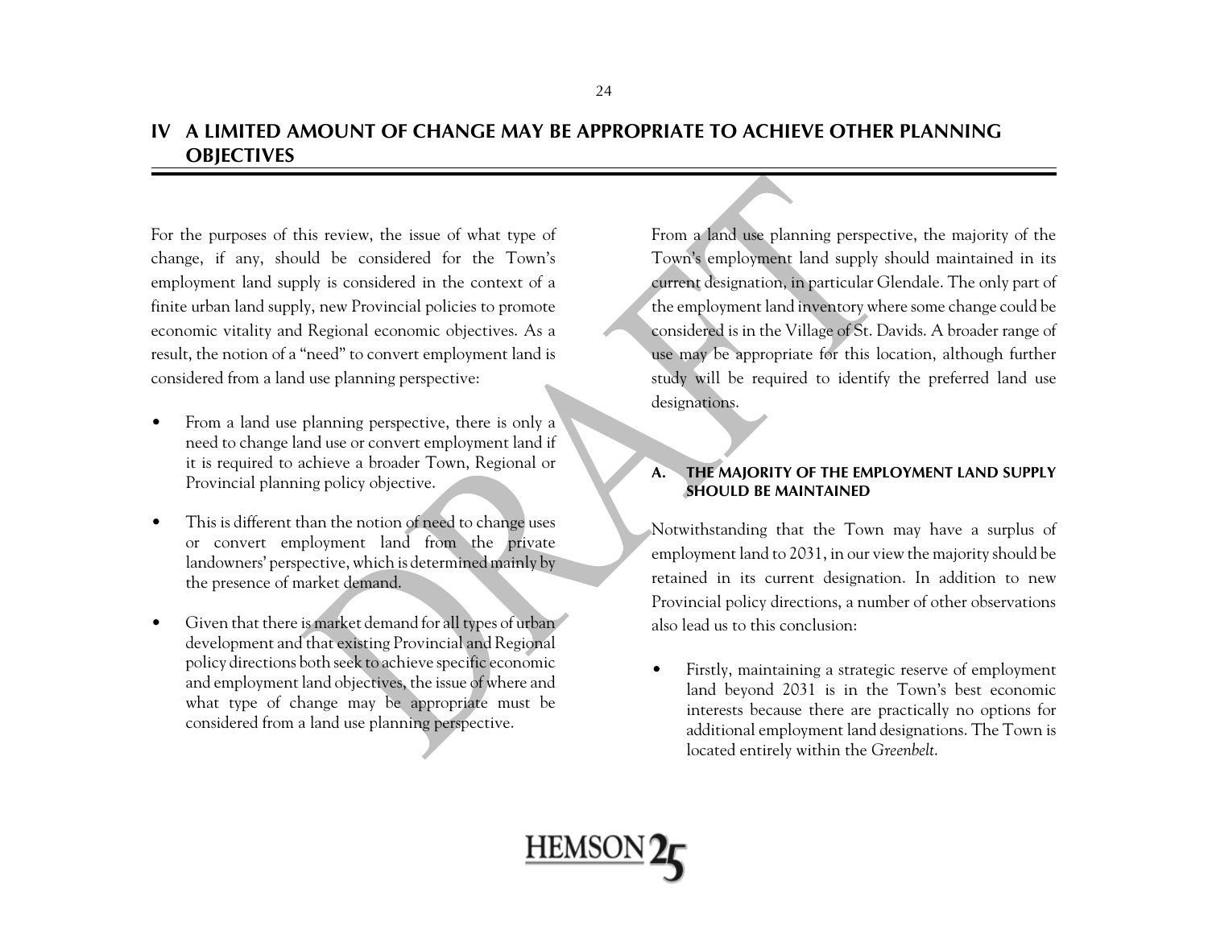# IV A LIMITED AMOUNT OF CHANGE MAY BE APPROPRIATE TO ACHIEVE OTHER PLANNING OBJECTIVES

For the purposes of this review, the issue of what type of change, if any, should be considered for the Town's employment land supply is considered in the context of a finite urban land supply, new Provincial policies to promote economic vitality and Regional economic objectives. As a result, the notion of a "need" to convert employment land is considered from a land use planning perspective:

- From a land use planning perspective, there is only a need to change land use or convert employment land if it is required to achieve a broader Town, Regional or Provincial planning policy objective.
- This is different than the notion of need to change uses or convert employment land from the private landowners' perspective, which is determined mainly by the presence of market demand.
- Given that there is market demand for all types of urban development and that existing Provincial and Regional policy directions both seek to achieve specific economic and employment land objectives, the issue of where and what type of change may be appropriate must be considered from a land use planning perspective.

From a land use planning perspective, the majority of the Town's employment land supply should maintained in its current designation, in particular Glendale. The only part of the employment land inventory where some change could be considered is in the Village of St. Davids. A broader range of use may be appropriate for this location, although further study will be required to identify the preferred land use designations.

## A. THE MAJORITY OF THE EMPLOYMENT LAND SUPPLY SHOULD BE MAINTAINED

Notwithstanding that the Town may have a surplus of employment land to 2031, in our view the majority should be retained in its current designation. In addition to new Provincial policy directions, a number of other observations also lead us to this conclusion:

- Firstly, maintaining a strategic reserve of employment land beyond 2031 is in the Town's best economic interests because there are practically no options for additional employment land designations. The Town is located entirely within the *Greenbelt*.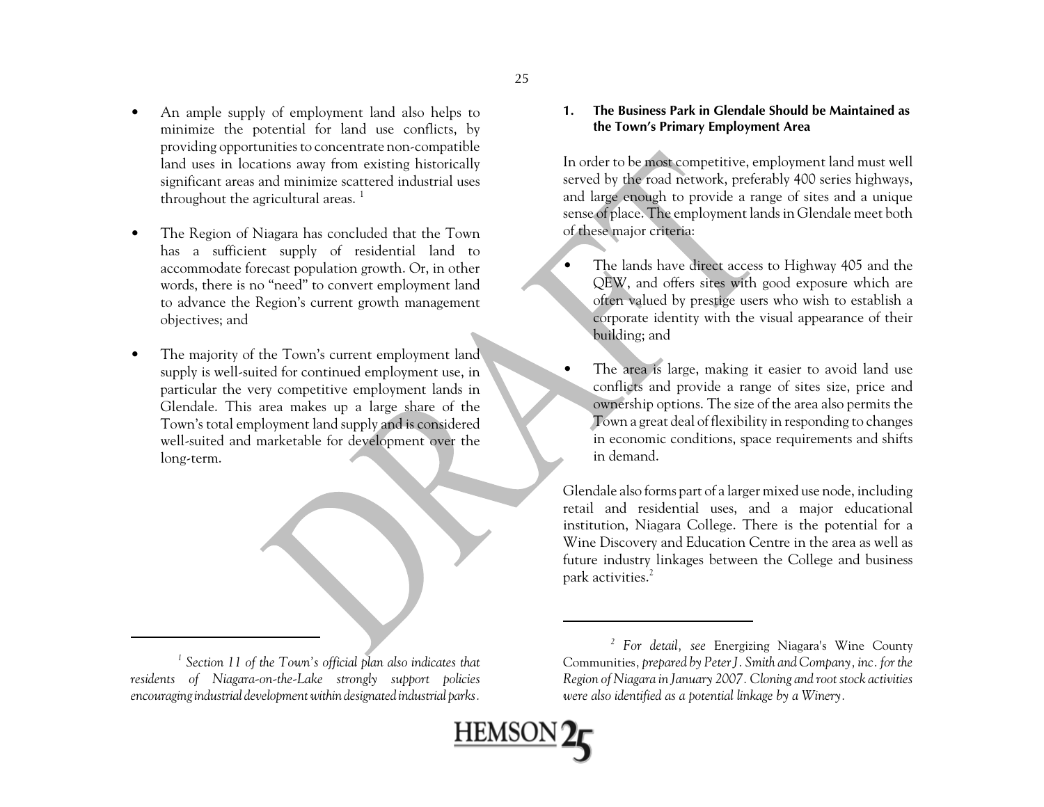- An ample supply of employment land also helps to minimize the potential for land use conflicts, by providing opportunities to concentrate non-compatible land uses in locations away from existing historically significant areas and minimize scattered industrial uses throughout the agricultural areas. [1]

- The Region of Niagara has concluded that the Town has a sufficient supply of residential land to accommodate forecast population growth. Or, in other words, there is no "need" to convert employment land to advance the Region's current growth management objectives; and

- The majority of the Town's current employment land supply is well-suited for continued employment use, in particular the very competitive employment lands in Glendale. This area makes up a large share of the Town's total employment land supply and is considered well-suited and marketable for development over the long-term.

[1] *Section 11 of the Town's official plan also indicates that residents of Niagara-on-the-Lake strongly support policies encouraging industrial development within designated industrial parks.*

#### 1. The Business Park in Glendale Should be Maintained as the Town's Primary Employment Area

In order to be most competitive, employment land must well served by the road network, preferably 400 series highways, and large enough to provide a range of sites and a unique sense of place. The employment lands in Glendale meet both of these major criteria:

- The lands have direct access to Highway 405 and the QEW, and offers sites with good exposure which are often valued by prestige users who wish to establish a corporate identity with the visual appearance of their building; and

- The area is large, making it easier to avoid land use conflicts and provide a range of sites size, price and ownership options. The size of the area also permits the Town a great deal of flexibility in responding to changes in economic conditions, space requirements and shifts in demand.

Glendale also forms part of a larger mixed use node, including retail and residential uses, and a major educational institution, Niagara College. There is the potential for a Wine Discovery and Education Centre in the area as well as future industry linkages between the College and business park activities.[2]

[2] *For detail, see* Energizing Niagara's Wine County Communities, *prepared by Peter J. Smith and Company, inc. for the Region of Niagara in January 2007. Cloning and root stock activities were also identified as a potential linkage by a Winery.*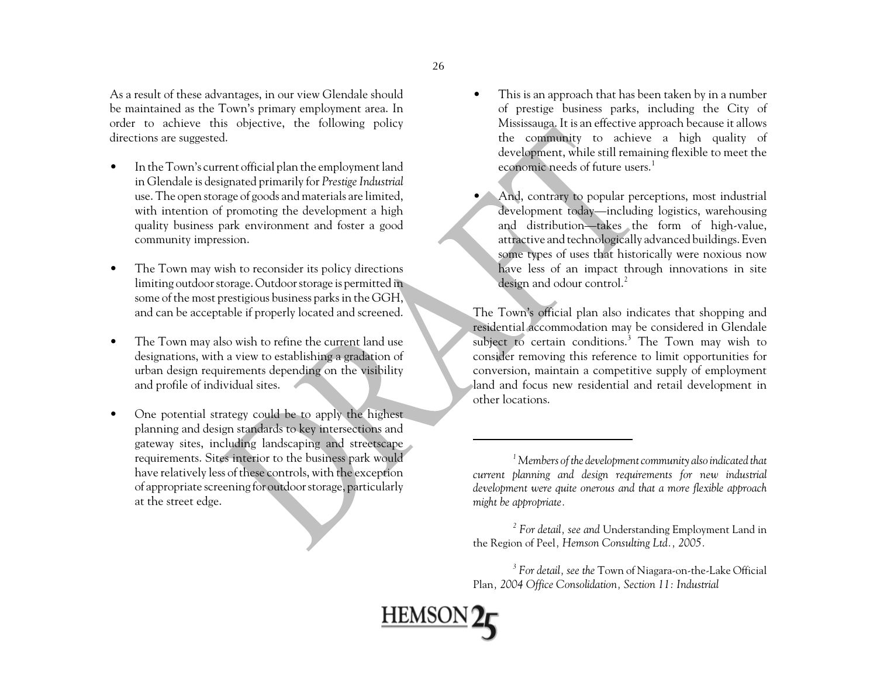As a result of these advantages, in our view Glendale should be maintained as the Town's primary employment area. In order to achieve this objective, the following policy directions are suggested.

- In the Town's current official plan the employment land in Glendale is designated primarily for *Prestige Industrial* use. The open storage of goods and materials are limited, with intention of promoting the development a high quality business park environment and foster a good community impression.

- The Town may wish to reconsider its policy directions limiting outdoor storage. Outdoor storage is permitted in some of the most prestigious business parks in the GGH, and can be acceptable if properly located and screened.

- The Town may also wish to refine the current land use designations, with a view to establishing a gradation of urban design requirements depending on the visibility and profile of individual sites.

- One potential strategy could be to apply the highest planning and design standards to key intersections and gateway sites, including landscaping and streetscape requirements. Sites interior to the business park would have relatively less of these controls, with the exception of appropriate screening for outdoor storage, particularly at the street edge.

- This is an approach that has been taken by in a number of prestige business parks, including the City of Mississauga. It is an effective approach because it allows the community to achieve a high quality of development, while still remaining flexible to meet the economic needs of future users.[1]

- And, contrary to popular perceptions, most industrial development today—including logistics, warehousing and distribution—takes the form of high-value, attractive and technologically advanced buildings. Even some types of uses that historically were noxious now have less of an impact through innovations in site design and odour control.[2]

The Town's official plan also indicates that shopping and residential accommodation may be considered in Glendale subject to certain conditions.[3] The Town may wish to consider removing this reference to limit opportunities for conversion, maintain a competitive supply of employment land and focus new residential and retail development in other locations.

---

[1] *Members of the development community also indicated that current planning and design requirements for new industrial development were quite onerous and that a more flexible approach might be appropriate.*

[2] *For detail, see and* Understanding Employment Land in the Region of Peel*, Hemson Consulting Ltd., 2005.*

[3] *For detail, see the* Town of Niagara-on-the-Lake Official Plan*, 2004 Office Consolidation, Section 11: Industrial*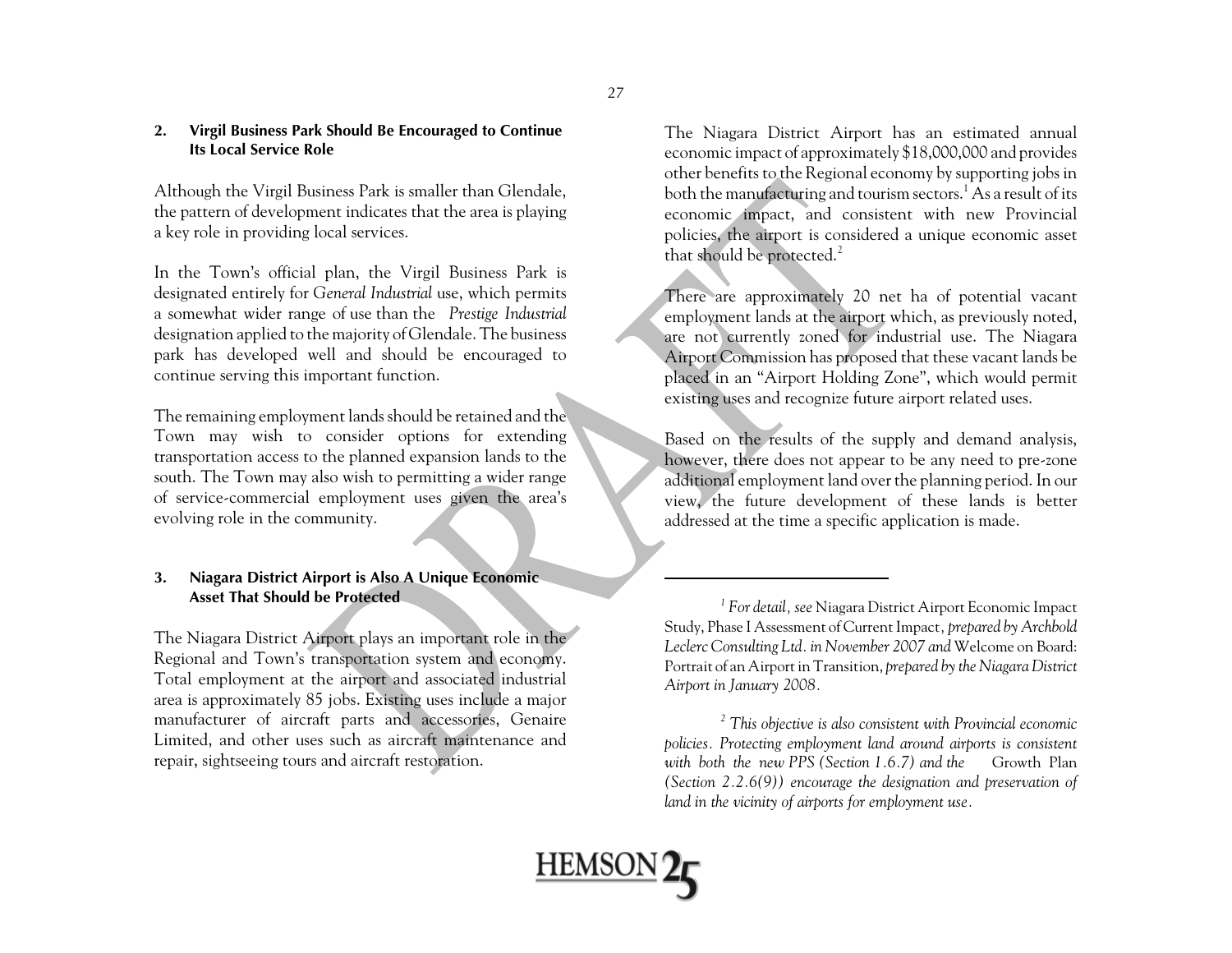### 2. Virgil Business Park Should Be Encouraged to Continue Its Local Service Role

Although the Virgil Business Park is smaller than Glendale, the pattern of development indicates that the area is playing a key role in providing local services.

In the Town's official plan, the Virgil Business Park is designated entirely for *General Industrial* use, which permits a somewhat wider range of use than the *Prestige Industrial* designation applied to the majority of Glendale. The business park has developed well and should be encouraged to continue serving this important function.

The remaining employment lands should be retained and the Town may wish to consider options for extending transportation access to the planned expansion lands to the south. The Town may also wish to permitting a wider range of service-commercial employment uses given the area's evolving role in the community.

### 3. Niagara District Airport is Also A Unique Economic Asset That Should be Protected

The Niagara District Airport plays an important role in the Regional and Town's transportation system and economy. Total employment at the airport and associated industrial area is approximately 85 jobs. Existing uses include a major manufacturer of aircraft parts and accessories, Genaire Limited, and other uses such as aircraft maintenance and repair, sightseeing tours and aircraft restoration.

The Niagara District Airport has an estimated annual economic impact of approximately $18,000,000 and provides other benefits to the Regional economy by supporting jobs in both the manufacturing and tourism sectors.[1] As a result of its economic impact, and consistent with new Provincial policies, the airport is considered a unique economic asset that should be protected.[2]

There are approximately 20 net ha of potential vacant employment lands at the airport which, as previously noted, are not currently zoned for industrial use. The Niagara Airport Commission has proposed that these vacant lands be placed in an "Airport Holding Zone", which would permit existing uses and recognize future airport related uses.

Based on the results of the supply and demand analysis, however, there does not appear to be any need to pre-zone additional employment land over the planning period. In our view, the future development of these lands is better addressed at the time a specific application is made.

---

[1] *For detail, see* Niagara District Airport Economic Impact Study, Phase I Assessment of Current Impact*, prepared by Archbold Leclerc Consulting Ltd. in November 2007 and* Welcome on Board: Portrait of an Airport in Transition, *prepared by the Niagara District Airport in January 2008.*

[2] *This objective is also consistent with Provincial economic policies. Protecting employment land around airports is consistent with both the new PPS (Section 1.6.7) and the* Growth Plan *(Section 2.2.6(9)) encourage the designation and preservation of land in the vicinity of airports for employment use.*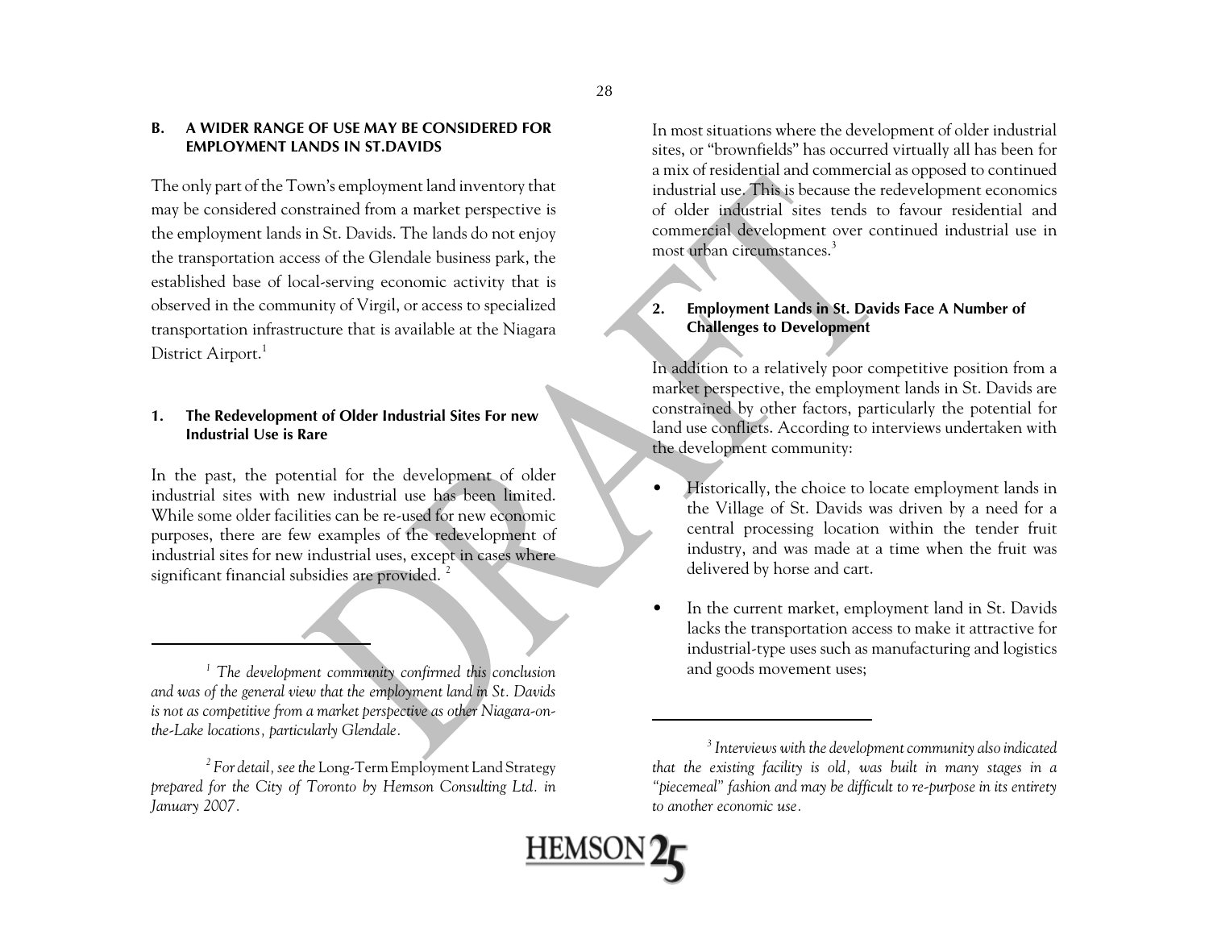### B. A WIDER RANGE OF USE MAY BE CONSIDERED FOR EMPLOYMENT LANDS IN ST.DAVIDS

The only part of the Town's employment land inventory that may be considered constrained from a market perspective is the employment lands in St. Davids. The lands do not enjoy the transportation access of the Glendale business park, the established base of local-serving economic activity that is observed in the community of Virgil, or access to specialized transportation infrastructure that is available at the Niagara District Airport.[1]

#### 1. The Redevelopment of Older Industrial Sites For new Industrial Use is Rare

In the past, the potential for the development of older industrial sites with new industrial use has been limited. While some older facilities can be re-used for new economic purposes, there are few examples of the redevelopment of industrial sites for new industrial uses, except in cases where significant financial subsidies are provided.[2]

In most situations where the development of older industrial sites, or "brownfields" has occurred virtually all has been for a mix of residential and commercial as opposed to continued industrial use. This is because the redevelopment economics of older industrial sites tends to favour residential and commercial development over continued industrial use in most urban circumstances.[3]

#### 2. Employment Lands in St. Davids Face A Number of Challenges to Development

In addition to a relatively poor competitive position from a market perspective, the employment lands in St. Davids are constrained by other factors, particularly the potential for land use conflicts. According to interviews undertaken with the development community:

- Historically, the choice to locate employment lands in the Village of St. Davids was driven by a need for a central processing location within the tender fruit industry, and was made at a time when the fruit was delivered by horse and cart.
- In the current market, employment land in St. Davids lacks the transportation access to make it attractive for industrial-type uses such as manufacturing and logistics and goods movement uses;

---

[1] *The development community confirmed this conclusion and was of the general view that the employment land in St. Davids is not as competitive from a market perspective as other Niagara-on-the-Lake locations, particularly Glendale.*

[2] *For detail, see the* Long-Term Employment Land Strategy *prepared for the City of Toronto by Hemson Consulting Ltd. in January 2007.*

[3] *Interviews with the development community also indicated that the existing facility is old, was built in many stages in a "piecemeal" fashion and may be difficult to re-purpose in its entirety to another economic use.*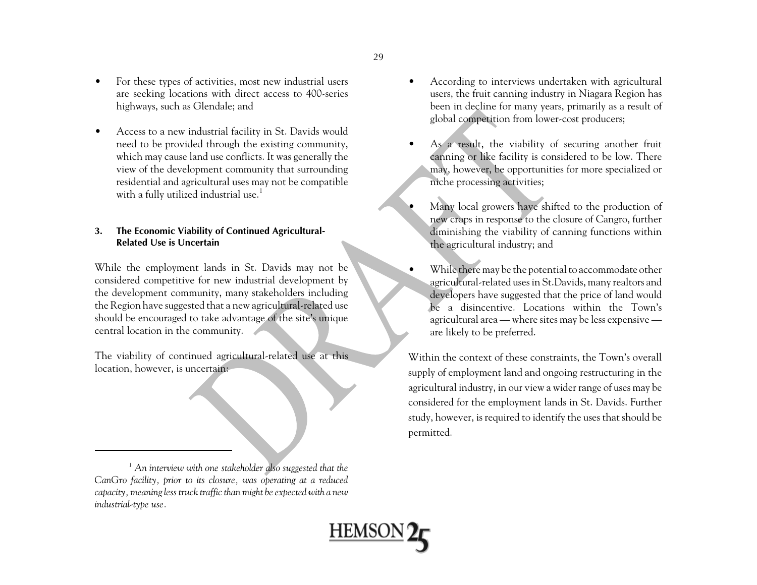- For these types of activities, most new industrial users are seeking locations with direct access to 400-series highways, such as Glendale; and

- Access to a new industrial facility in St. Davids would need to be provided through the existing community, which may cause land use conflicts. It was generally the view of the development community that surrounding residential and agricultural uses may not be compatible with a fully utilized industrial use.[1]

**3. The Economic Viability of Continued Agricultural-Related Use is Uncertain**

While the employment lands in St. Davids may not be considered competitive for new industrial development by the development community, many stakeholders including the Region have suggested that a new agricultural-related use should be encouraged to take advantage of the site's unique central location in the community.

The viability of continued agricultural-related use at this location, however, is uncertain:

- According to interviews undertaken with agricultural users, the fruit canning industry in Niagara Region has been in decline for many years, primarily as a result of global competition from lower-cost producers;

- As a result, the viability of securing another fruit canning or like facility is considered to be low. There may, however, be opportunities for more specialized or niche processing activities;

- Many local growers have shifted to the production of new crops in response to the closure of Cangro, further diminishing the viability of canning functions within the agricultural industry; and

- While there may be the potential to accommodate other agricultural-related uses in St.Davids, many realtors and developers have suggested that the price of land would be a disincentive. Locations within the Town's agricultural area — where sites may be less expensive — are likely to be preferred.

Within the context of these constraints, the Town's overall supply of employment land and ongoing restructuring in the agricultural industry, in our view a wider range of uses may be considered for the employment lands in St. Davids. Further study, however, is required to identify the uses that should be permitted.

---

[1] *An interview with one stakeholder also suggested that the CanGro facility, prior to its closure, was operating at a reduced capacity, meaning less truck traffic than might be expected with a new industrial-type use.*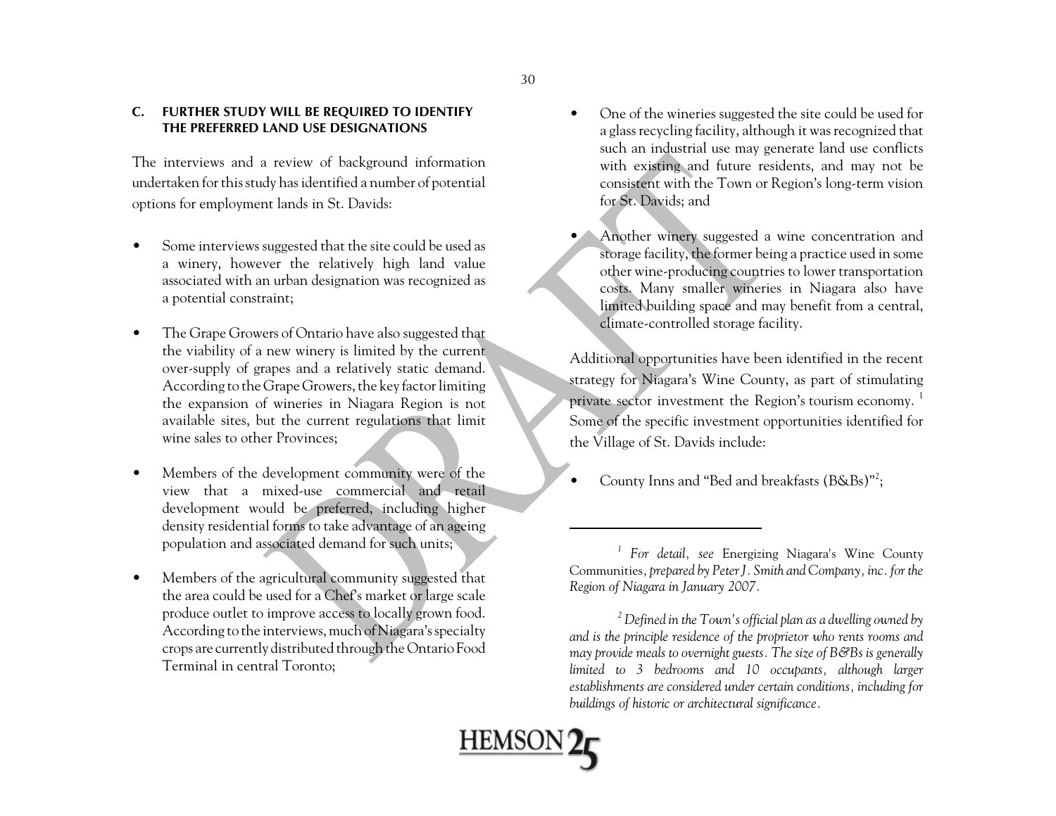### C. FURTHER STUDY WILL BE REQUIRED TO IDENTIFY THE PREFERRED LAND USE DESIGNATIONS

The interviews and a review of background information undertaken for this study has identified a number of potential options for employment lands in St. Davids:

- Some interviews suggested that the site could be used as a winery, however the relatively high land value associated with an urban designation was recognized as a potential constraint;
- The Grape Growers of Ontario have also suggested that the viability of a new winery is limited by the current over-supply of grapes and a relatively static demand. According to the Grape Growers, the key factor limiting the expansion of wineries in Niagara Region is not available sites, but the current regulations that limit wine sales to other Provinces;
- Members of the development community were of the view that a mixed-use commercial and retail development would be preferred, including higher density residential forms to take advantage of an ageing population and associated demand for such units;
- Members of the agricultural community suggested that the area could be used for a Chef's market or large scale produce outlet to improve access to locally grown food. According to the interviews, much of Niagara's specialty crops are currently distributed through the Ontario Food Terminal in central Toronto;
- One of the wineries suggested the site could be used for a glass recycling facility, although it was recognized that such an industrial use may generate land use conflicts with existing and future residents, and may not be consistent with the Town or Region's long-term vision for St. Davids; and
- Another winery suggested a wine concentration and storage facility, the former being a practice used in some other wine-producing countries to lower transportation costs. Many smaller wineries in Niagara also have limited building space and may benefit from a central, climate-controlled storage facility.

Additional opportunities have been identified in the recent strategy for Niagara's Wine County, as part of stimulating private sector investment the Region's tourism economy. [1] Some of the specific investment opportunities identified for the Village of St. Davids include:

- County Inns and "Bed and breakfasts (B&Bs)"[2];

---

[1] *For detail, see* Energizing Niagara's Wine County Communities, *prepared by Peter J. Smith and Company, inc. for the Region of Niagara in January 2007.*

[2] *Defined in the Town's official plan as a dwelling owned by and is the principle residence of the proprietor who rents rooms and may provide meals to overnight guests. The size of B&Bs is generally limited to 3 bedrooms and 10 occupants, although larger establishments are considered under certain conditions, including for buildings of historic or architectural significance.*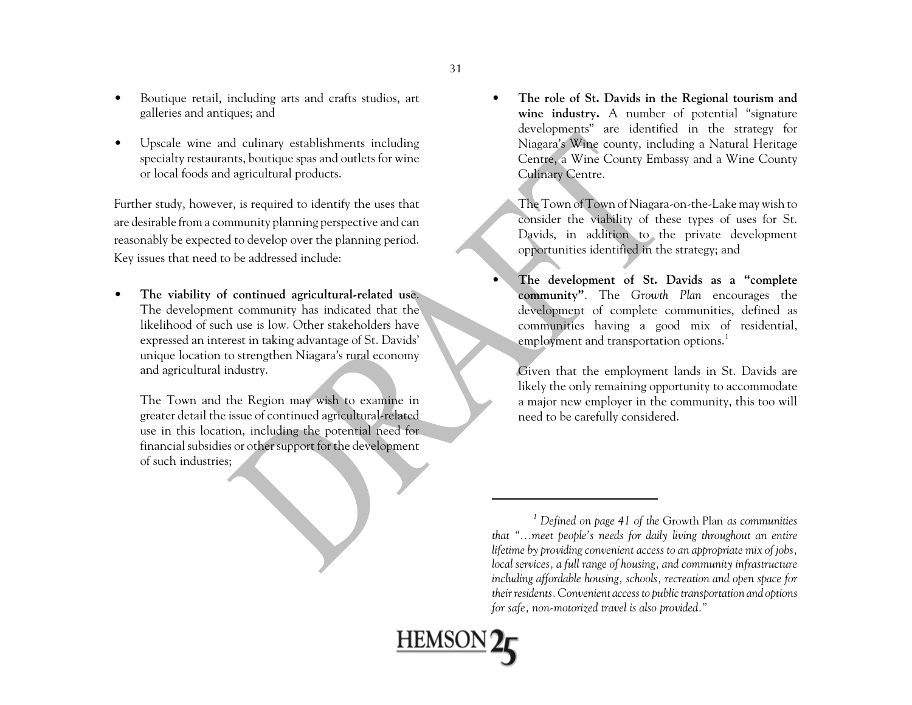- Boutique retail, including arts and crafts studios, art galleries and antiques; and
- Upscale wine and culinary establishments including specialty restaurants, boutique spas and outlets for wine or local foods and agricultural products.

Further study, however, is required to identify the uses that are desirable from a community planning perspective and can reasonably be expected to develop over the planning period. Key issues that need to be addressed include:

- **The viability of continued agricultural-related use**. The development community has indicated that the likelihood of such use is low. Other stakeholders have expressed an interest in taking advantage of St. Davids' unique location to strengthen Niagara's rural economy and agricultural industry.

  The Town and the Region may wish to examine in greater detail the issue of continued agricultural-related use in this location, including the potential need for financial subsidies or other support for the development of such industries;

- **The role of St. Davids in the Regional tourism and wine industry.** A number of potential "signature developments" are identified in the strategy for Niagara's Wine county, including a Natural Heritage Centre, a Wine County Embassy and a Wine County Culinary Centre.

  The Town of Town of Niagara-on-the-Lake may wish to consider the viability of these types of uses for St. Davids, in addition to the private development opportunities identified in the strategy; and

- **The development of St. Davids as a "complete community"**. The *Growth Plan* encourages the development of complete communities, defined as communities having a good mix of residential, employment and transportation options.[1]

  Given that the employment lands in St. Davids are likely the only remaining opportunity to accommodate a major new employer in the community, this too will need to be carefully considered.

---

[1] *Defined on page 41 of the* Growth Plan *as communities that "…meet people's needs for daily living throughout an entire lifetime by providing convenient access to an appropriate mix of jobs, local services, a full range of housing, and community infrastructure including affordable housing, schools, recreation and open space for their residents. Convenient access to public transportation and options for safe, non-motorized travel is also provided."*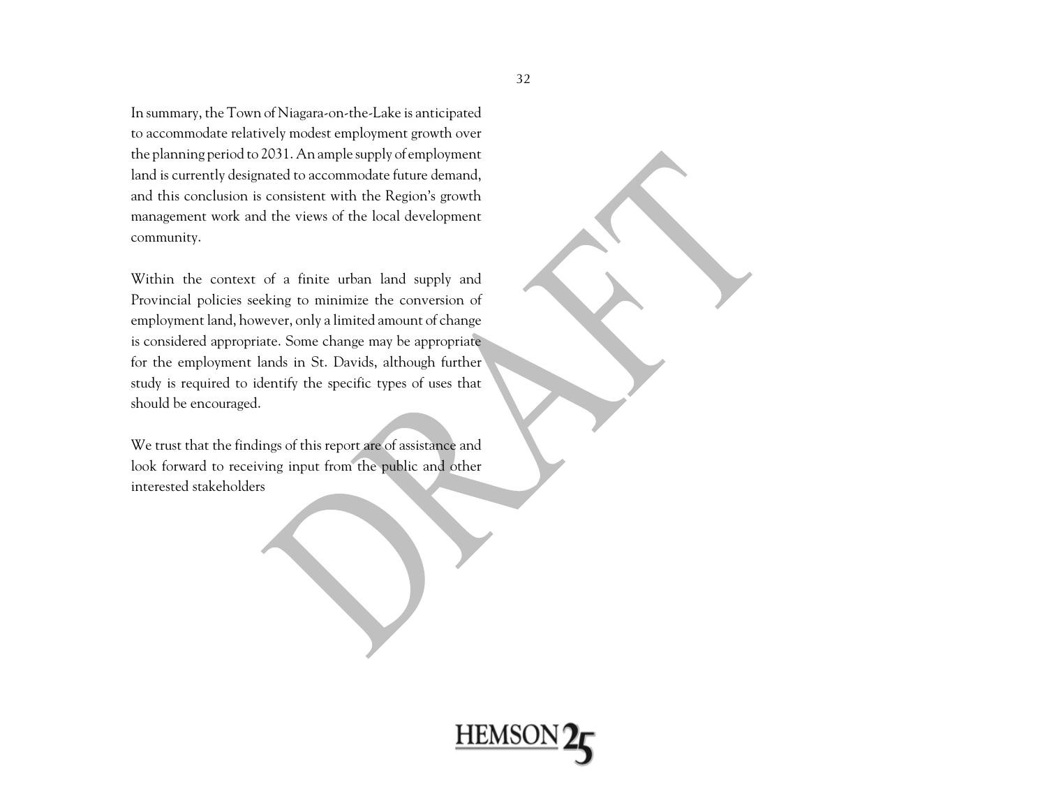In summary, the Town of Niagara-on-the-Lake is anticipated to accommodate relatively modest employment growth over the planning period to 2031. An ample supply of employment land is currently designated to accommodate future demand, and this conclusion is consistent with the Region's growth management work and the views of the local development community.

Within the context of a finite urban land supply and Provincial policies seeking to minimize the conversion of employment land, however, only a limited amount of change is considered appropriate. Some change may be appropriate for the employment lands in St. Davids, although further study is required to identify the specific types of uses that should be encouraged.

We trust that the findings of this report are of assistance and look forward to receiving input from the public and other interested stakeholders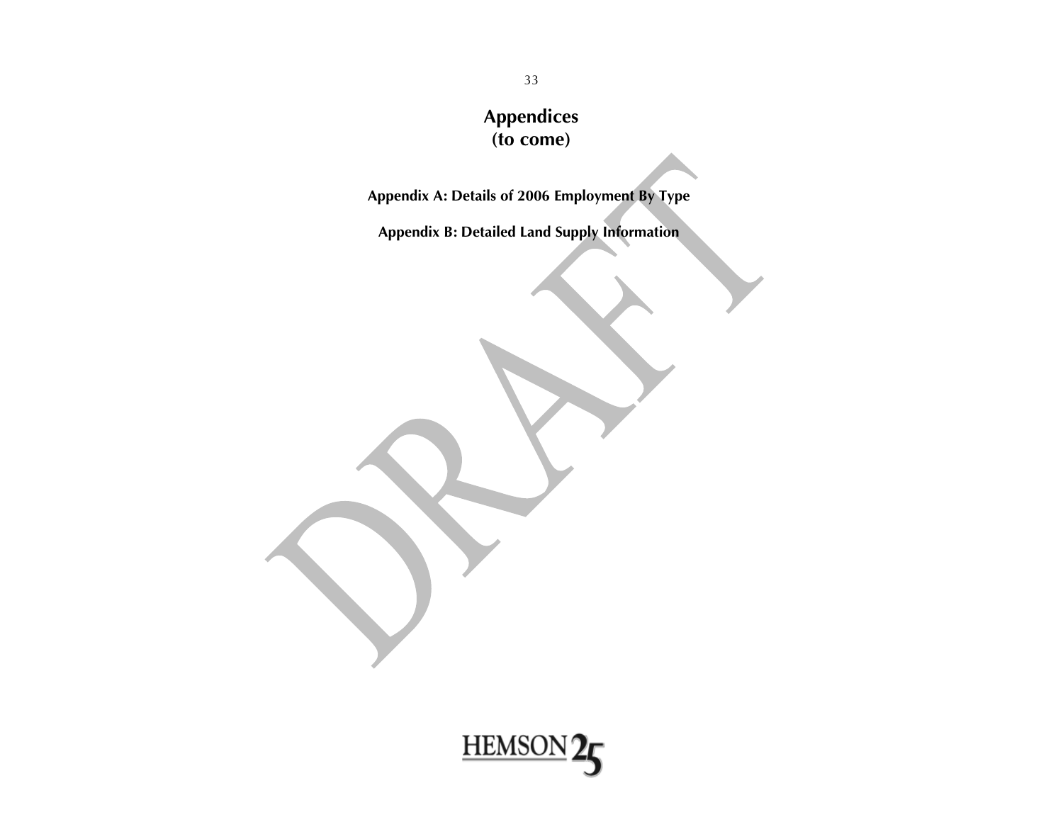# Appendices
# (to come)

**Appendix A: Details of 2006 Employment By Type**

**Appendix B: Detailed Land Supply Information**